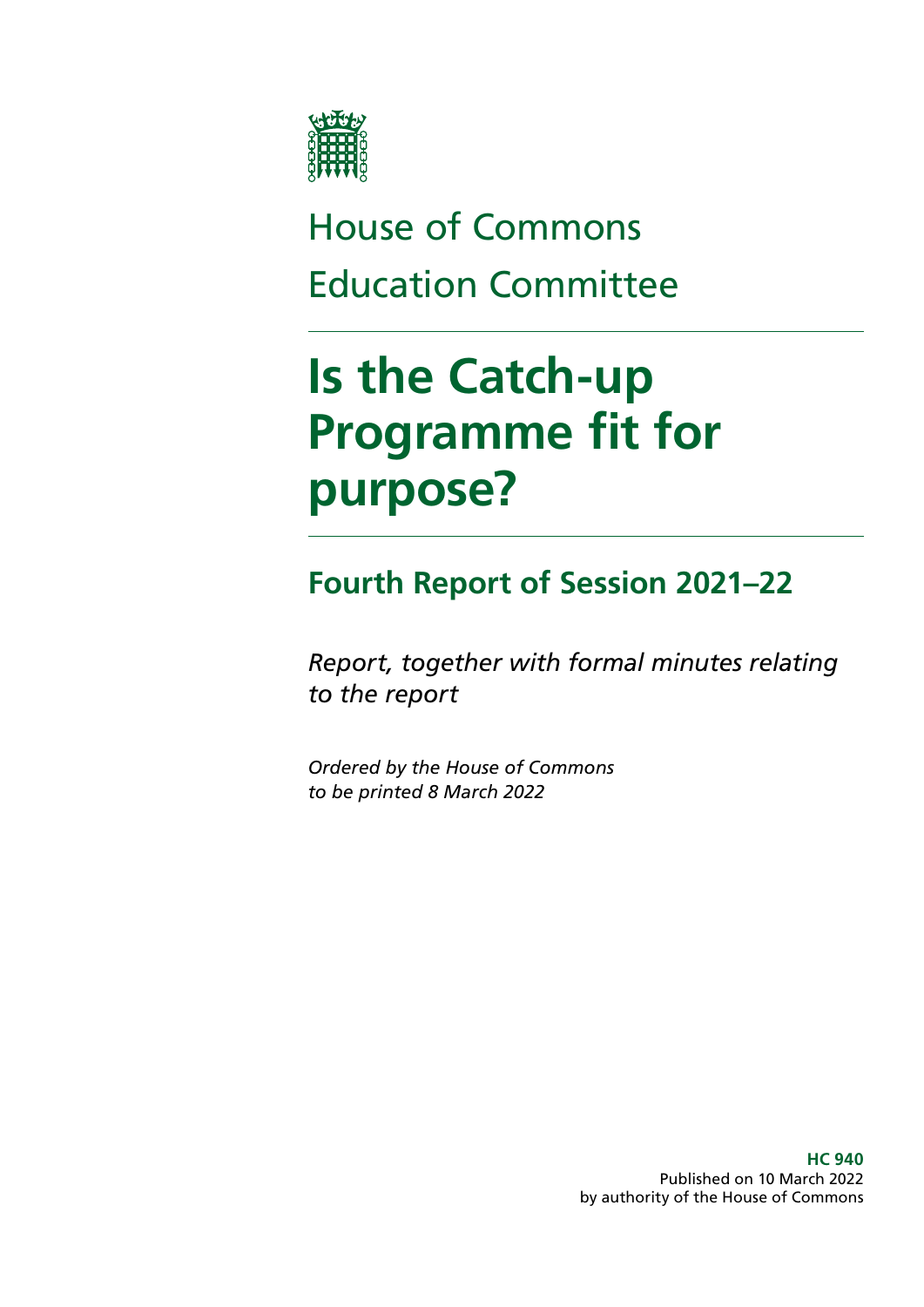House of Commons

Education Committee

# Is the Catch-up Programme fit for purpose?

## Fourth Report of Session 2021–22

*Report, together with formal minutes relating to the report*

*Ordered by the House of Commons to be printed 8 March 2022*

**HC 940**
Published on 10 March 2022
by authority of the House of Commons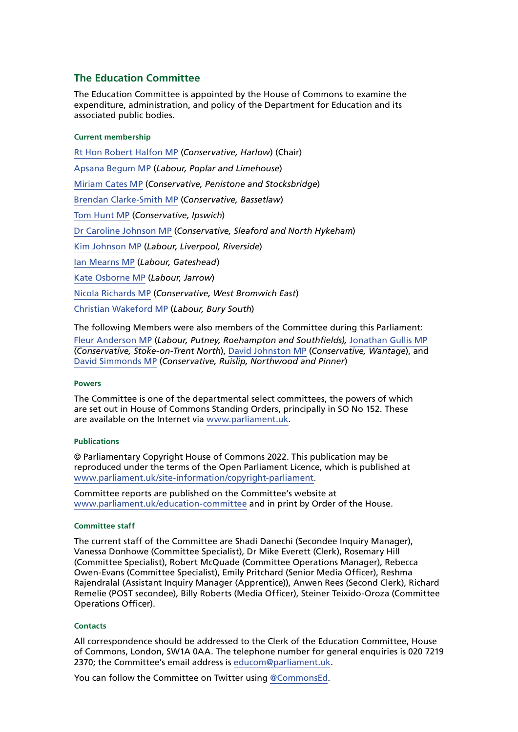## The Education Committee

The Education Committee is appointed by the House of Commons to examine the expenditure, administration, and policy of the Department for Education and its associated public bodies.

#### Current membership

Rt Hon Robert Halfon MP (*Conservative, Harlow*) (Chair)

Apsana Begum MP (*Labour, Poplar and Limehouse*)

Miriam Cates MP (*Conservative, Penistone and Stocksbridge*)

Brendan Clarke-Smith MP (*Conservative, Bassetlaw*)

Tom Hunt MP (*Conservative, Ipswich*)

Dr Caroline Johnson MP (*Conservative, Sleaford and North Hykeham*)

Kim Johnson MP (*Labour, Liverpool, Riverside*)

Ian Mearns MP (*Labour, Gateshead*)

Kate Osborne MP (*Labour, Jarrow*)

Nicola Richards MP (*Conservative, West Bromwich East*)

Christian Wakeford MP (*Labour, Bury South*)

The following Members were also members of the Committee during this Parliament: Fleur Anderson MP (*Labour, Putney, Roehampton and Southfields*), Jonathan Gullis MP (*Conservative, Stoke-on-Trent North*), David Johnston MP (*Conservative, Wantage*), and David Simmonds MP (*Conservative, Ruislip, Northwood and Pinner*)

#### Powers

The Committee is one of the departmental select committees, the powers of which are set out in House of Commons Standing Orders, principally in SO No 152. These are available on the Internet via www.parliament.uk.

#### Publications

© Parliamentary Copyright House of Commons 2022. This publication may be reproduced under the terms of the Open Parliament Licence, which is published at www.parliament.uk/site-information/copyright-parliament.

Committee reports are published on the Committee's website at www.parliament.uk/education-committee and in print by Order of the House.

#### Committee staff

The current staff of the Committee are Shadi Danechi (Secondee Inquiry Manager), Vanessa Donhowe (Committee Specialist), Dr Mike Everett (Clerk), Rosemary Hill (Committee Specialist), Robert McQuade (Committee Operations Manager), Rebecca Owen-Evans (Committee Specialist), Emily Pritchard (Senior Media Officer), Reshma Rajendralal (Assistant Inquiry Manager (Apprentice)), Anwen Rees (Second Clerk), Richard Remelie (POST secondee), Billy Roberts (Media Officer), Steiner Teixido-Oroza (Committee Operations Officer).

#### Contacts

All correspondence should be addressed to the Clerk of the Education Committee, House of Commons, London, SW1A 0AA. The telephone number for general enquiries is 020 7219 2370; the Committee's email address is educom@parliament.uk.

You can follow the Committee on Twitter using @CommonsEd.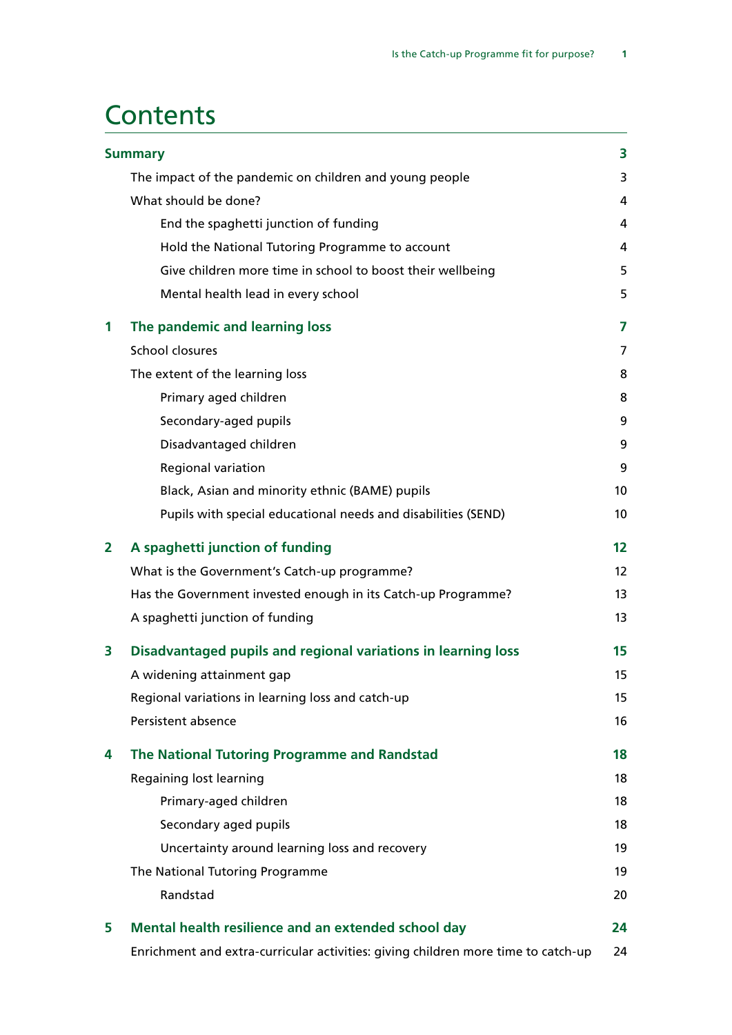# Contents

| | | |
|---|---|---|
| **Summary** | | **3** |
| | The impact of the pandemic on children and young people | 3 |
| | What should be done? | 4 |
| | End the spaghetti junction of funding | 4 |
| | Hold the National Tutoring Programme to account | 4 |
| | Give children more time in school to boost their wellbeing | 5 |
| | Mental health lead in every school | 5 |
| **1** | **The pandemic and learning loss** | **7** |
| | School closures | 7 |
| | The extent of the learning loss | 8 |
| | Primary aged children | 8 |
| | Secondary-aged pupils | 9 |
| | Disadvantaged children | 9 |
| | Regional variation | 9 |
| | Black, Asian and minority ethnic (BAME) pupils | 10 |
| | Pupils with special educational needs and disabilities (SEND) | 10 |
| **2** | **A spaghetti junction of funding** | **12** |
| | What is the Government's Catch-up programme? | 12 |
| | Has the Government invested enough in its Catch-up Programme? | 13 |
| | A spaghetti junction of funding | 13 |
| **3** | **Disadvantaged pupils and regional variations in learning loss** | **15** |
| | A widening attainment gap | 15 |
| | Regional variations in learning loss and catch-up | 15 |
| | Persistent absence | 16 |
| **4** | **The National Tutoring Programme and Randstad** | **18** |
| | Regaining lost learning | 18 |
| | Primary-aged children | 18 |
| | Secondary aged pupils | 18 |
| | Uncertainty around learning loss and recovery | 19 |
| | The National Tutoring Programme | 19 |
| | Randstad | 20 |
| **5** | **Mental health resilience and an extended school day** | **24** |
| | Enrichment and extra-curricular activities: giving children more time to catch-up | 24 |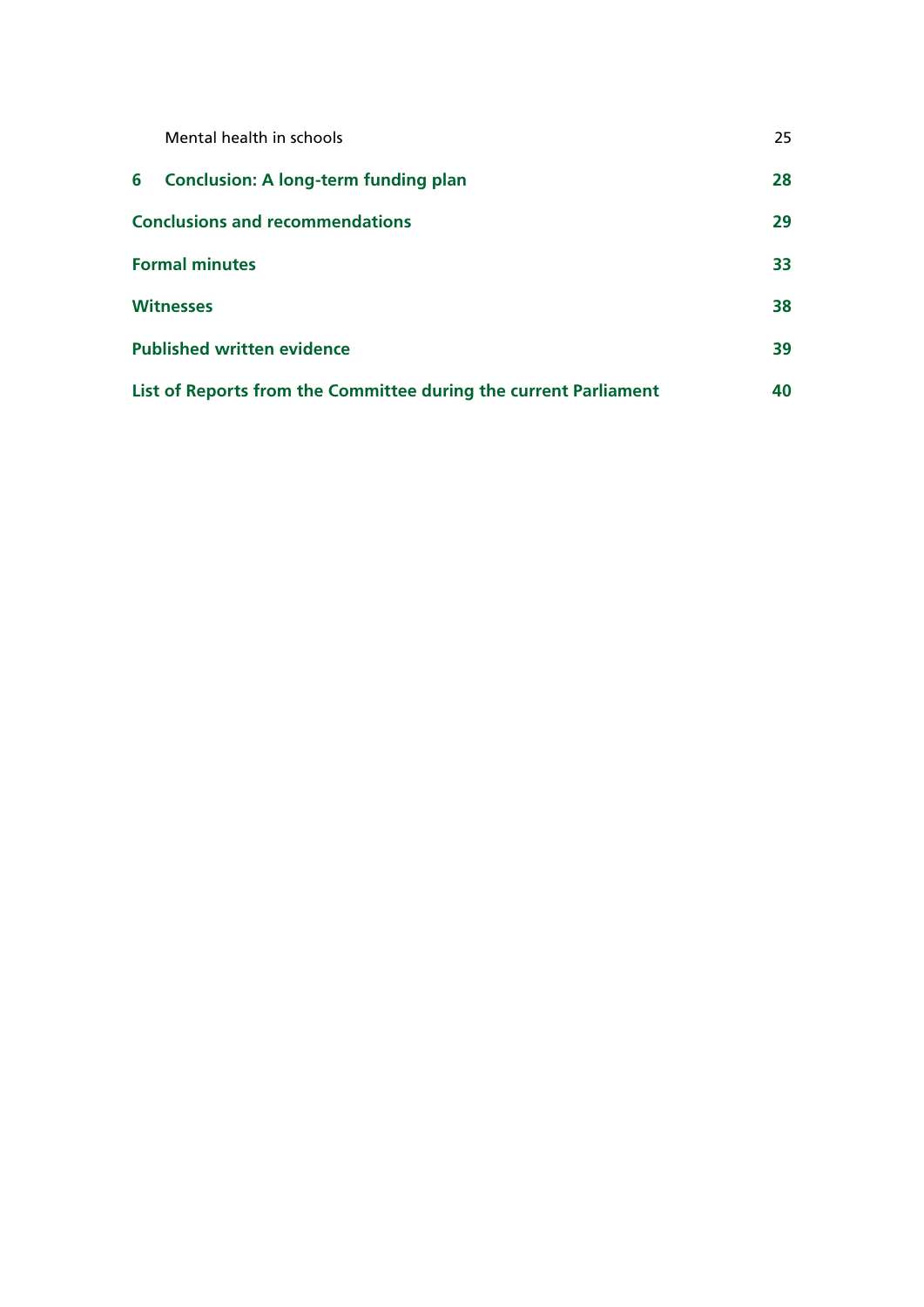Mental health in schools 25

**6 Conclusion: A long-term funding plan 28**

**Conclusions and recommendations 29**

**Formal minutes 33**

**Witnesses 38**

**Published written evidence 39**

**List of Reports from the Committee during the current Parliament 40**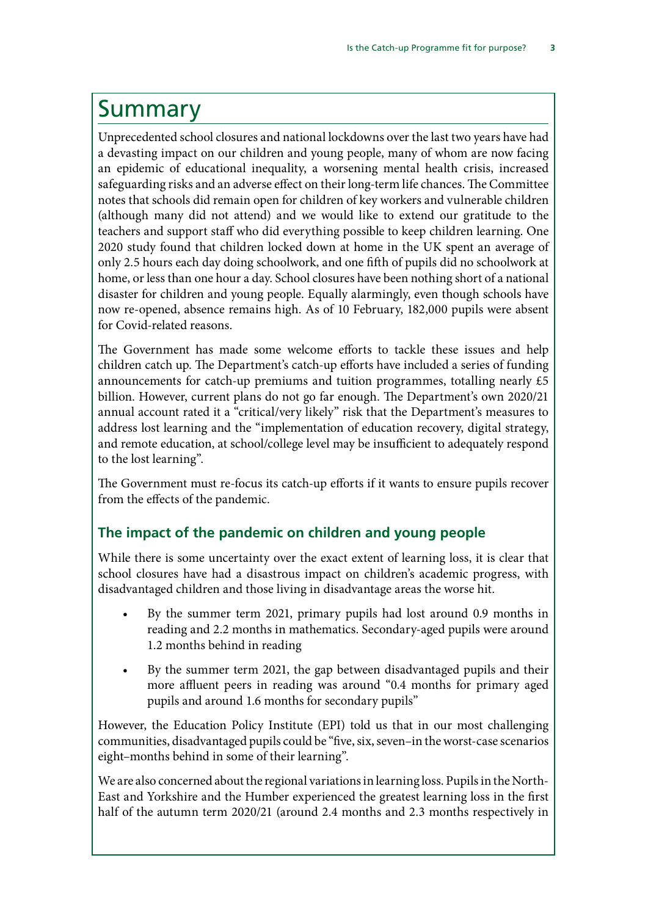# Summary

Unprecedented school closures and national lockdowns over the last two years have had a devasting impact on our children and young people, many of whom are now facing an epidemic of educational inequality, a worsening mental health crisis, increased safeguarding risks and an adverse effect on their long-term life chances. The Committee notes that schools did remain open for children of key workers and vulnerable children (although many did not attend) and we would like to extend our gratitude to the teachers and support staff who did everything possible to keep children learning. One 2020 study found that children locked down at home in the UK spent an average of only 2.5 hours each day doing schoolwork, and one fifth of pupils did no schoolwork at home, or less than one hour a day. School closures have been nothing short of a national disaster for children and young people. Equally alarmingly, even though schools have now re-opened, absence remains high. As of 10 February, 182,000 pupils were absent for Covid-related reasons.

The Government has made some welcome efforts to tackle these issues and help children catch up. The Department's catch-up efforts have included a series of funding announcements for catch-up premiums and tuition programmes, totalling nearly £5 billion. However, current plans do not go far enough. The Department's own 2020/21 annual account rated it a "critical/very likely" risk that the Department's measures to address lost learning and the "implementation of education recovery, digital strategy, and remote education, at school/college level may be insufficient to adequately respond to the lost learning".

The Government must re-focus its catch-up efforts if it wants to ensure pupils recover from the effects of the pandemic.

## The impact of the pandemic on children and young people

While there is some uncertainty over the exact extent of learning loss, it is clear that school closures have had a disastrous impact on children's academic progress, with disadvantaged children and those living in disadvantage areas the worse hit.

- By the summer term 2021, primary pupils had lost around 0.9 months in reading and 2.2 months in mathematics. Secondary-aged pupils were around 1.2 months behind in reading
- By the summer term 2021, the gap between disadvantaged pupils and their more affluent peers in reading was around "0.4 months for primary aged pupils and around 1.6 months for secondary pupils"

However, the Education Policy Institute (EPI) told us that in our most challenging communities, disadvantaged pupils could be "five, six, seven–in the worst-case scenarios eight–months behind in some of their learning".

We are also concerned about the regional variations in learning loss. Pupils in the North-East and Yorkshire and the Humber experienced the greatest learning loss in the first half of the autumn term 2020/21 (around 2.4 months and 2.3 months respectively in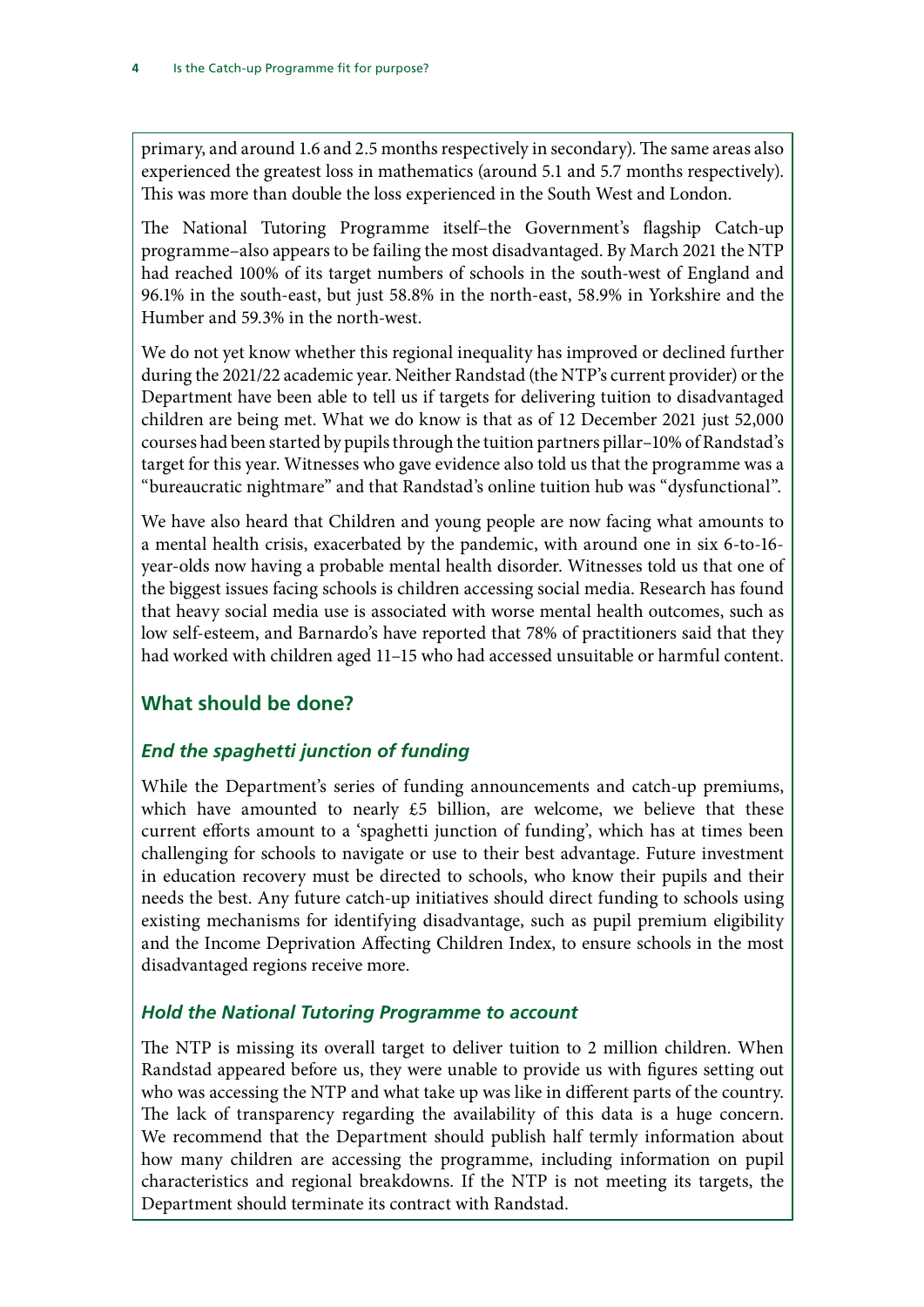primary, and around 1.6 and 2.5 months respectively in secondary). The same areas also experienced the greatest loss in mathematics (around 5.1 and 5.7 months respectively). This was more than double the loss experienced in the South West and London.

The National Tutoring Programme itself–the Government's flagship Catch-up programme–also appears to be failing the most disadvantaged. By March 2021 the NTP had reached 100% of its target numbers of schools in the south-west of England and 96.1% in the south-east, but just 58.8% in the north-east, 58.9% in Yorkshire and the Humber and 59.3% in the north-west.

We do not yet know whether this regional inequality has improved or declined further during the 2021/22 academic year. Neither Randstad (the NTP's current provider) or the Department have been able to tell us if targets for delivering tuition to disadvantaged children are being met. What we do know is that as of 12 December 2021 just 52,000 courses had been started by pupils through the tuition partners pillar–10% of Randstad's target for this year. Witnesses who gave evidence also told us that the programme was a "bureaucratic nightmare" and that Randstad's online tuition hub was "dysfunctional".

We have also heard that Children and young people are now facing what amounts to a mental health crisis, exacerbated by the pandemic, with around one in six 6-to-16-year-olds now having a probable mental health disorder. Witnesses told us that one of the biggest issues facing schools is children accessing social media. Research has found that heavy social media use is associated with worse mental health outcomes, such as low self-esteem, and Barnardo's have reported that 78% of practitioners said that they had worked with children aged 11–15 who had accessed unsuitable or harmful content.

## What should be done?

### *End the spaghetti junction of funding*

While the Department's series of funding announcements and catch-up premiums, which have amounted to nearly £5 billion, are welcome, we believe that these current efforts amount to a 'spaghetti junction of funding', which has at times been challenging for schools to navigate or use to their best advantage. Future investment in education recovery must be directed to schools, who know their pupils and their needs the best. Any future catch-up initiatives should direct funding to schools using existing mechanisms for identifying disadvantage, such as pupil premium eligibility and the Income Deprivation Affecting Children Index, to ensure schools in the most disadvantaged regions receive more.

### *Hold the National Tutoring Programme to account*

The NTP is missing its overall target to deliver tuition to 2 million children. When Randstad appeared before us, they were unable to provide us with figures setting out who was accessing the NTP and what take up was like in different parts of the country. The lack of transparency regarding the availability of this data is a huge concern. We recommend that the Department should publish half termly information about how many children are accessing the programme, including information on pupil characteristics and regional breakdowns. If the NTP is not meeting its targets, the Department should terminate its contract with Randstad.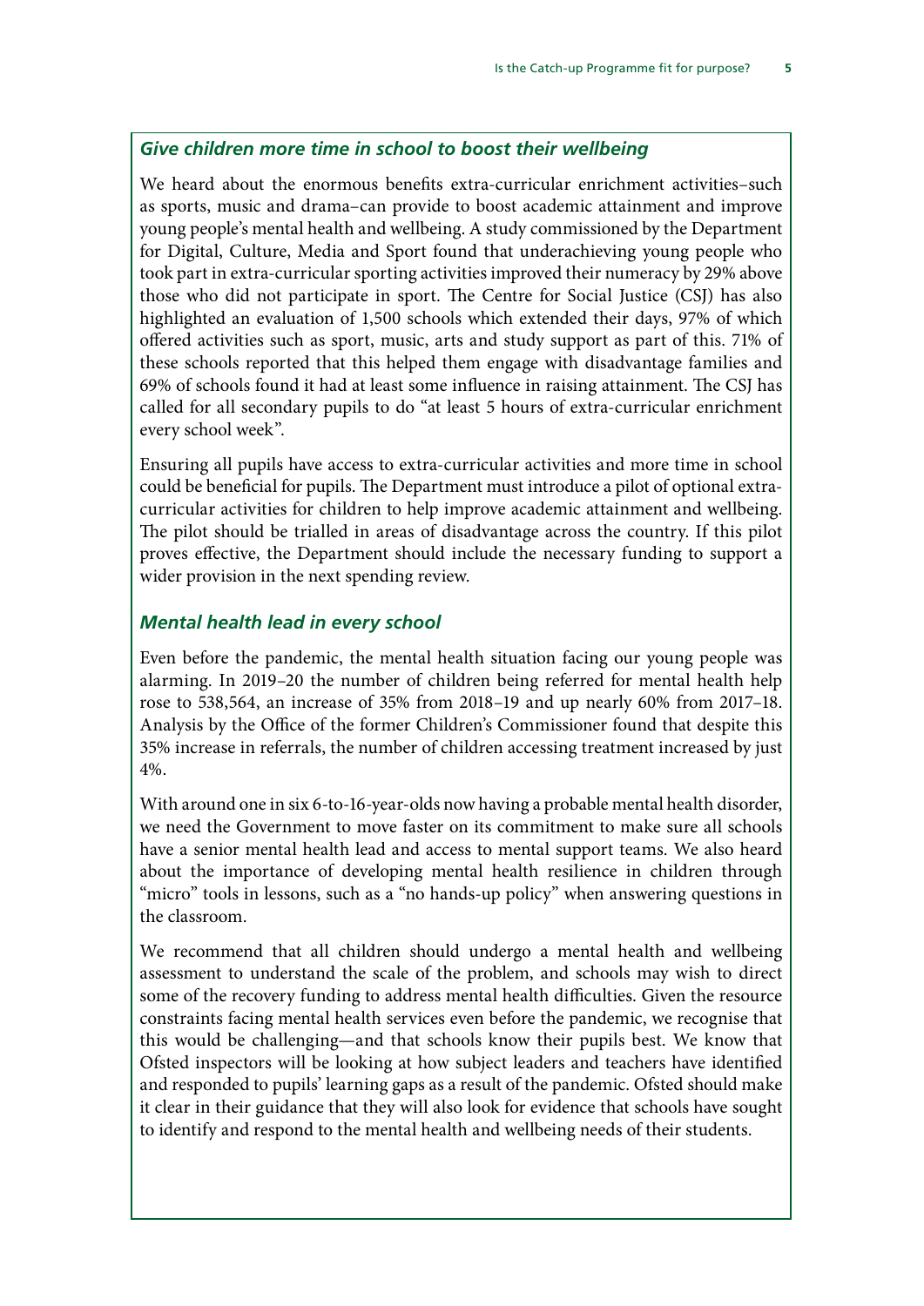### *Give children more time in school to boost their wellbeing*

We heard about the enormous benefits extra-curricular enrichment activities–such as sports, music and drama–can provide to boost academic attainment and improve young people's mental health and wellbeing. A study commissioned by the Department for Digital, Culture, Media and Sport found that underachieving young people who took part in extra-curricular sporting activities improved their numeracy by 29% above those who did not participate in sport. The Centre for Social Justice (CSJ) has also highlighted an evaluation of 1,500 schools which extended their days, 97% of which offered activities such as sport, music, arts and study support as part of this. 71% of these schools reported that this helped them engage with disadvantage families and 69% of schools found it had at least some influence in raising attainment. The CSJ has called for all secondary pupils to do "at least 5 hours of extra-curricular enrichment every school week".

Ensuring all pupils have access to extra-curricular activities and more time in school could be beneficial for pupils. The Department must introduce a pilot of optional extra-curricular activities for children to help improve academic attainment and wellbeing. The pilot should be trialled in areas of disadvantage across the country. If this pilot proves effective, the Department should include the necessary funding to support a wider provision in the next spending review.

### *Mental health lead in every school*

Even before the pandemic, the mental health situation facing our young people was alarming. In 2019–20 the number of children being referred for mental health help rose to 538,564, an increase of 35% from 2018–19 and up nearly 60% from 2017–18. Analysis by the Office of the former Children's Commissioner found that despite this 35% increase in referrals, the number of children accessing treatment increased by just 4%.

With around one in six 6-to-16-year-olds now having a probable mental health disorder, we need the Government to move faster on its commitment to make sure all schools have a senior mental health lead and access to mental support teams. We also heard about the importance of developing mental health resilience in children through "micro" tools in lessons, such as a "no hands-up policy" when answering questions in the classroom.

We recommend that all children should undergo a mental health and wellbeing assessment to understand the scale of the problem, and schools may wish to direct some of the recovery funding to address mental health difficulties. Given the resource constraints facing mental health services even before the pandemic, we recognise that this would be challenging—and that schools know their pupils best. We know that Ofsted inspectors will be looking at how subject leaders and teachers have identified and responded to pupils' learning gaps as a result of the pandemic. Ofsted should make it clear in their guidance that they will also look for evidence that schools have sought to identify and respond to the mental health and wellbeing needs of their students.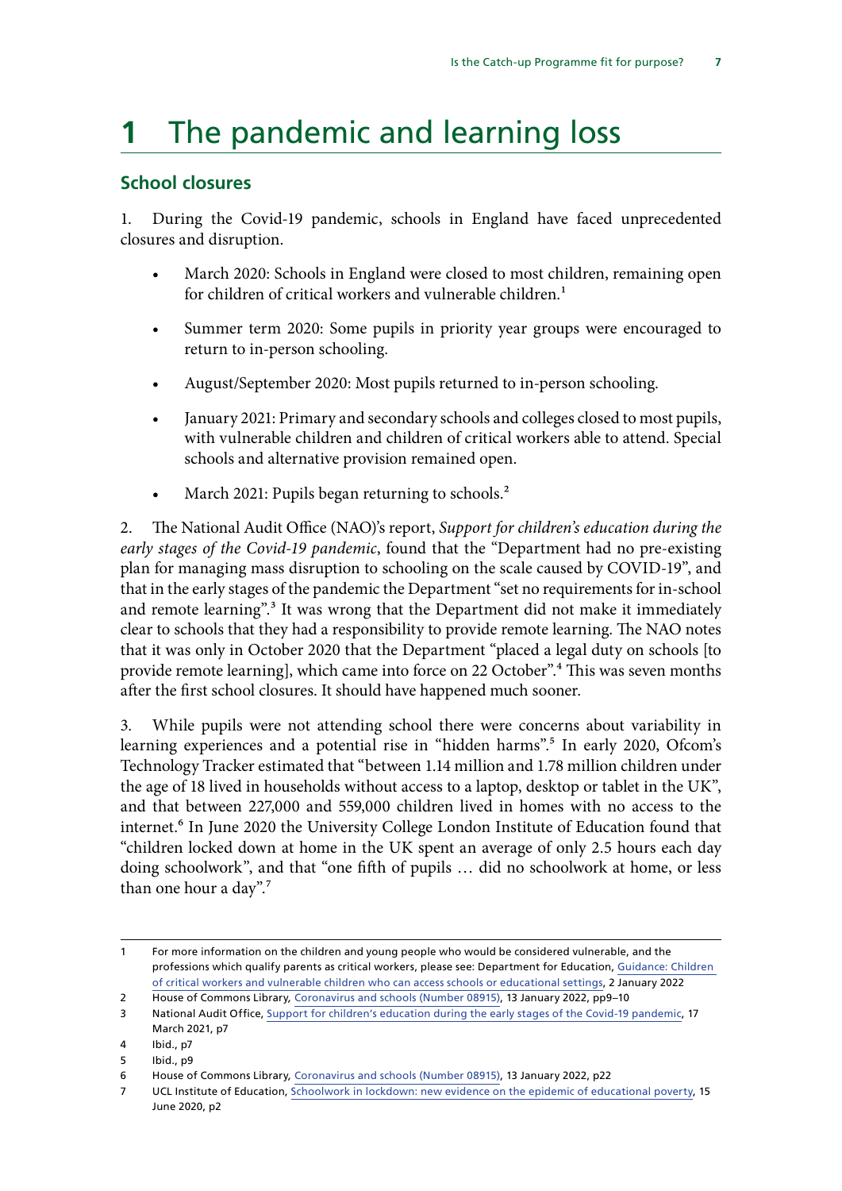# 1 The pandemic and learning loss

## School closures

1. During the Covid-19 pandemic, schools in England have faced unprecedented closures and disruption.

- March 2020: Schools in England were closed to most children, remaining open for children of critical workers and vulnerable children.[1]
- Summer term 2020: Some pupils in priority year groups were encouraged to return to in-person schooling.
- August/September 2020: Most pupils returned to in-person schooling.
- January 2021: Primary and secondary schools and colleges closed to most pupils, with vulnerable children and children of critical workers able to attend. Special schools and alternative provision remained open.
- March 2021: Pupils began returning to schools.[2]

2. The National Audit Office (NAO)'s report, *Support for children's education during the early stages of the Covid-19 pandemic*, found that the "Department had no pre-existing plan for managing mass disruption to schooling on the scale caused by COVID-19", and that in the early stages of the pandemic the Department "set no requirements for in-school and remote learning".[3] It was wrong that the Department did not make it immediately clear to schools that they had a responsibility to provide remote learning. The NAO notes that it was only in October 2020 that the Department "placed a legal duty on schools [to provide remote learning], which came into force on 22 October".[4] This was seven months after the first school closures. It should have happened much sooner.

3. While pupils were not attending school there were concerns about variability in learning experiences and a potential rise in "hidden harms".[5] In early 2020, Ofcom's Technology Tracker estimated that "between 1.14 million and 1.78 million children under the age of 18 lived in households without access to a laptop, desktop or tablet in the UK", and that between 227,000 and 559,000 children lived in homes with no access to the internet.[6] In June 2020 the University College London Institute of Education found that "children locked down at home in the UK spent an average of only 2.5 hours each day doing schoolwork", and that "one fifth of pupils … did no schoolwork at home, or less than one hour a day".[7]

---

1 For more information on the children and young people who would be considered vulnerable, and the professions which qualify parents as critical workers, please see: Department for Education, Guidance: Children of critical workers and vulnerable children who can access schools or educational settings, 2 January 2022

2 House of Commons Library, Coronavirus and schools (Number 08915), 13 January 2022, pp9–10

3 National Audit Office, Support for children's education during the early stages of the Covid-19 pandemic, 17 March 2021, p7

4 Ibid., p7

5 Ibid., p9

6 House of Commons Library, Coronavirus and schools (Number 08915), 13 January 2022, p22

7 UCL Institute of Education, Schoolwork in lockdown: new evidence on the epidemic of educational poverty, 15 June 2020, p2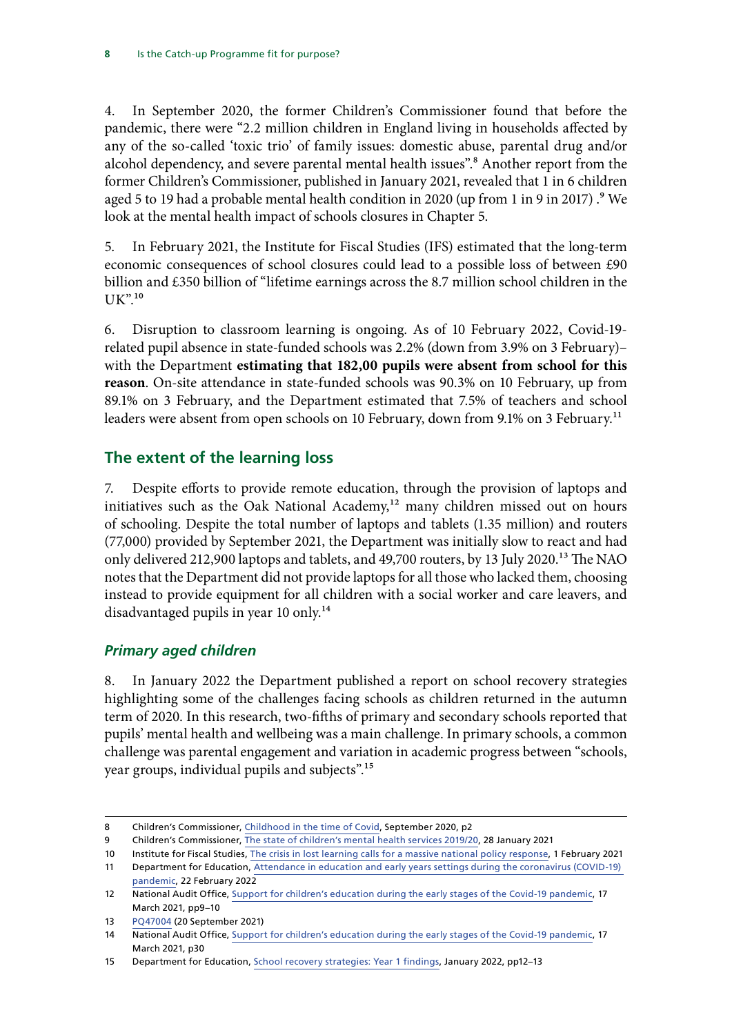4. In September 2020, the former Children's Commissioner found that before the pandemic, there were "2.2 million children in England living in households affected by any of the so-called 'toxic trio' of family issues: domestic abuse, parental drug and/or alcohol dependency, and severe parental mental health issues".[8] Another report from the former Children's Commissioner, published in January 2021, revealed that 1 in 6 children aged 5 to 19 had a probable mental health condition in 2020 (up from 1 in 9 in 2017) .[9] We look at the mental health impact of schools closures in Chapter 5.

5. In February 2021, the Institute for Fiscal Studies (IFS) estimated that the long-term economic consequences of school closures could lead to a possible loss of between £90 billion and £350 billion of "lifetime earnings across the 8.7 million school children in the UK".[10]

6. Disruption to classroom learning is ongoing. As of 10 February 2022, Covid-19-related pupil absence in state-funded schools was 2.2% (down from 3.9% on 3 February)– with the Department **estimating that 182,00 pupils were absent from school for this reason**. On-site attendance in state-funded schools was 90.3% on 10 February, up from 89.1% on 3 February, and the Department estimated that 7.5% of teachers and school leaders were absent from open schools on 10 February, down from 9.1% on 3 February.[11]

## The extent of the learning loss

7. Despite efforts to provide remote education, through the provision of laptops and initiatives such as the Oak National Academy,[12] many children missed out on hours of schooling. Despite the total number of laptops and tablets (1.35 million) and routers (77,000) provided by September 2021, the Department was initially slow to react and had only delivered 212,900 laptops and tablets, and 49,700 routers, by 13 July 2020.[13] The NAO notes that the Department did not provide laptops for all those who lacked them, choosing instead to provide equipment for all children with a social worker and care leavers, and disadvantaged pupils in year 10 only.[14]

### *Primary aged children*

8. In January 2022 the Department published a report on school recovery strategies highlighting some of the challenges facing schools as children returned in the autumn term of 2020. In this research, two-fifths of primary and secondary schools reported that pupils' mental health and wellbeing was a main challenge. In primary schools, a common challenge was parental engagement and variation in academic progress between "schools, year groups, individual pupils and subjects".[15]

---

8 Children's Commissioner, Childhood in the time of Covid, September 2020, p2

9 Children's Commissioner, The state of children's mental health services 2019/20, 28 January 2021

10 Institute for Fiscal Studies, The crisis in lost learning calls for a massive national policy response, 1 February 2021

11 Department for Education, Attendance in education and early years settings during the coronavirus (COVID-19) pandemic, 22 February 2022

12 National Audit Office, Support for children's education during the early stages of the Covid-19 pandemic, 17 March 2021, pp9–10

13 PQ47004 (20 September 2021)

14 National Audit Office, Support for children's education during the early stages of the Covid-19 pandemic, 17 March 2021, p30

15 Department for Education, School recovery strategies: Year 1 findings, January 2022, pp12–13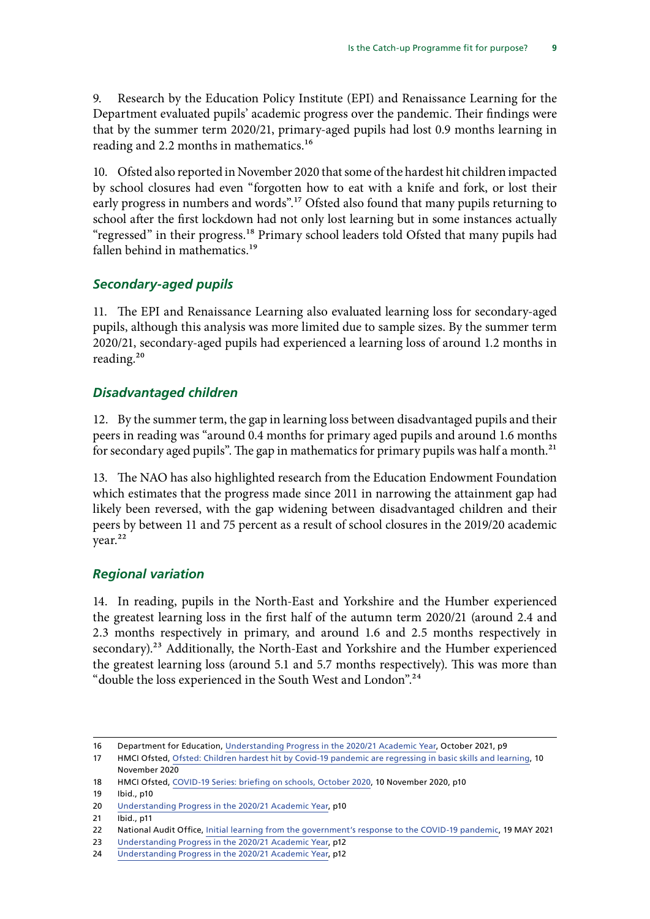9. Research by the Education Policy Institute (EPI) and Renaissance Learning for the Department evaluated pupils' academic progress over the pandemic. Their findings were that by the summer term 2020/21, primary-aged pupils had lost 0.9 months learning in reading and 2.2 months in mathematics.[16]

10. Ofsted also reported in November 2020 that some of the hardest hit children impacted by school closures had even "forgotten how to eat with a knife and fork, or lost their early progress in numbers and words".[17] Ofsted also found that many pupils returning to school after the first lockdown had not only lost learning but in some instances actually "regressed" in their progress.[18] Primary school leaders told Ofsted that many pupils had fallen behind in mathematics.[19]

### *Secondary-aged pupils*

11. The EPI and Renaissance Learning also evaluated learning loss for secondary-aged pupils, although this analysis was more limited due to sample sizes. By the summer term 2020/21, secondary-aged pupils had experienced a learning loss of around 1.2 months in reading.[20]

### *Disadvantaged children*

12. By the summer term, the gap in learning loss between disadvantaged pupils and their peers in reading was "around 0.4 months for primary aged pupils and around 1.6 months for secondary aged pupils". The gap in mathematics for primary pupils was half a month.[21]

13. The NAO has also highlighted research from the Education Endowment Foundation which estimates that the progress made since 2011 in narrowing the attainment gap had likely been reversed, with the gap widening between disadvantaged children and their peers by between 11 and 75 percent as a result of school closures in the 2019/20 academic year.[22]

### *Regional variation*

14. In reading, pupils in the North-East and Yorkshire and the Humber experienced the greatest learning loss in the first half of the autumn term 2020/21 (around 2.4 and 2.3 months respectively in primary, and around 1.6 and 2.5 months respectively in secondary).[23] Additionally, the North-East and Yorkshire and the Humber experienced the greatest learning loss (around 5.1 and 5.7 months respectively). This was more than "double the loss experienced in the South West and London".[24]

---

16 Department for Education, Understanding Progress in the 2020/21 Academic Year, October 2021, p9

17 HMCI Ofsted, Ofsted: Children hardest hit by Covid-19 pandemic are regressing in basic skills and learning, 10 November 2020

18 HMCI Ofsted, COVID-19 Series: briefing on schools, October 2020, 10 November 2020, p10

19 Ibid., p10

20 Understanding Progress in the 2020/21 Academic Year, p10

21 Ibid., p11

22 National Audit Office, Initial learning from the government's response to the COVID-19 pandemic, 19 MAY 2021

23 Understanding Progress in the 2020/21 Academic Year, p12

24 Understanding Progress in the 2020/21 Academic Year, p12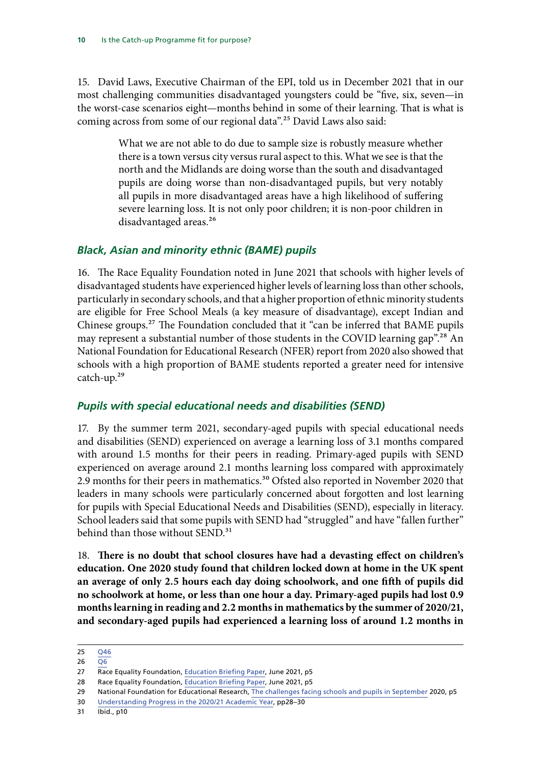15. David Laws, Executive Chairman of the EPI, told us in December 2021 that in our most challenging communities disadvantaged youngsters could be "five, six, seven—in the worst-case scenarios eight—months behind in some of their learning. That is what is coming across from some of our regional data".[25] David Laws also said:

> What we are not able to do due to sample size is robustly measure whether there is a town versus city versus rural aspect to this. What we see is that the north and the Midlands are doing worse than the south and disadvantaged pupils are doing worse than non-disadvantaged pupils, but very notably all pupils in more disadvantaged areas have a high likelihood of suffering severe learning loss. It is not only poor children; it is non-poor children in disadvantaged areas.[26]

### *Black, Asian and minority ethnic (BAME) pupils*

16. The Race Equality Foundation noted in June 2021 that schools with higher levels of disadvantaged students have experienced higher levels of learning loss than other schools, particularly in secondary schools, and that a higher proportion of ethnic minority students are eligible for Free School Meals (a key measure of disadvantage), except Indian and Chinese groups.[27] The Foundation concluded that it "can be inferred that BAME pupils may represent a substantial number of those students in the COVID learning gap".[28] An National Foundation for Educational Research (NFER) report from 2020 also showed that schools with a high proportion of BAME students reported a greater need for intensive catch-up.[29]

### *Pupils with special educational needs and disabilities (SEND)*

17. By the summer term 2021, secondary-aged pupils with special educational needs and disabilities (SEND) experienced on average a learning loss of 3.1 months compared with around 1.5 months for their peers in reading. Primary-aged pupils with SEND experienced on average around 2.1 months learning loss compared with approximately 2.9 months for their peers in mathematics.[30] Ofsted also reported in November 2020 that leaders in many schools were particularly concerned about forgotten and lost learning for pupils with Special Educational Needs and Disabilities (SEND), especially in literacy. School leaders said that some pupils with SEND had "struggled" and have "fallen further" behind than those without SEND.[31]

18. **There is no doubt that school closures have had a devasting effect on children's education. One 2020 study found that children locked down at home in the UK spent an average of only 2.5 hours each day doing schoolwork, and one fifth of pupils did no schoolwork at home, or less than one hour a day. Primary-aged pupils had lost 0.9 months learning in reading and 2.2 months in mathematics by the summer of 2020/21, and secondary-aged pupils had experienced a learning loss of around 1.2 months in**

---

25 Q46

26 Q6

27 Race Equality Foundation, Education Briefing Paper, June 2021, p5

28 Race Equality Foundation, Education Briefing Paper, June 2021, p5

29 National Foundation for Educational Research, The challenges facing schools and pupils in September 2020, p5

30 Understanding Progress in the 2020/21 Academic Year, pp28–30

31 Ibid., p10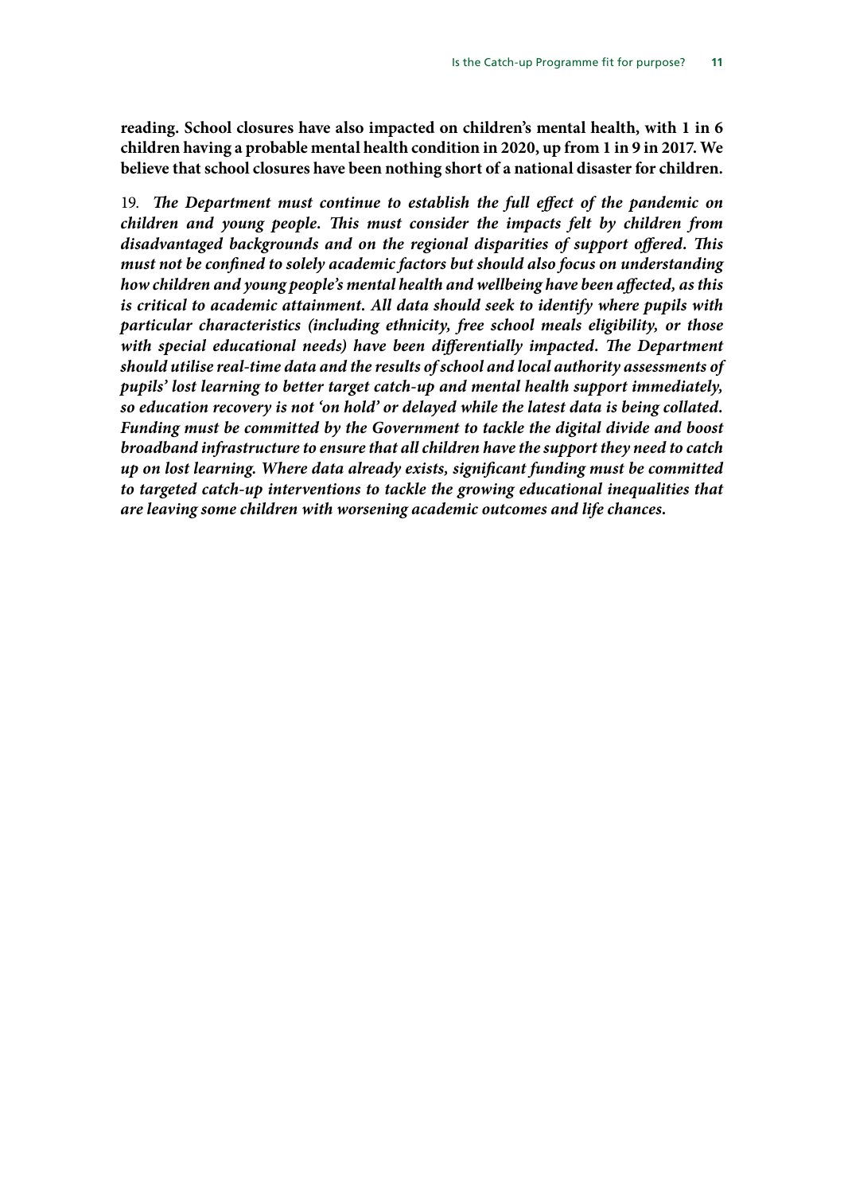**reading. School closures have also impacted on children's mental health, with 1 in 6 children having a probable mental health condition in 2020, up from 1 in 9 in 2017. We believe that school closures have been nothing short of a national disaster for children.**

19. ***The Department must continue to establish the full effect of the pandemic on children and young people. This must consider the impacts felt by children from disadvantaged backgrounds and on the regional disparities of support offered. This must not be confined to solely academic factors but should also focus on understanding how children and young people's mental health and wellbeing have been affected, as this is critical to academic attainment. All data should seek to identify where pupils with particular characteristics (including ethnicity, free school meals eligibility, or those with special educational needs) have been differentially impacted. The Department should utilise real-time data and the results of school and local authority assessments of pupils' lost learning to better target catch-up and mental health support immediately, so education recovery is not 'on hold' or delayed while the latest data is being collated. Funding must be committed by the Government to tackle the digital divide and boost broadband infrastructure to ensure that all children have the support they need to catch up on lost learning. Where data already exists, significant funding must be committed to targeted catch-up interventions to tackle the growing educational inequalities that are leaving some children with worsening academic outcomes and life chances.***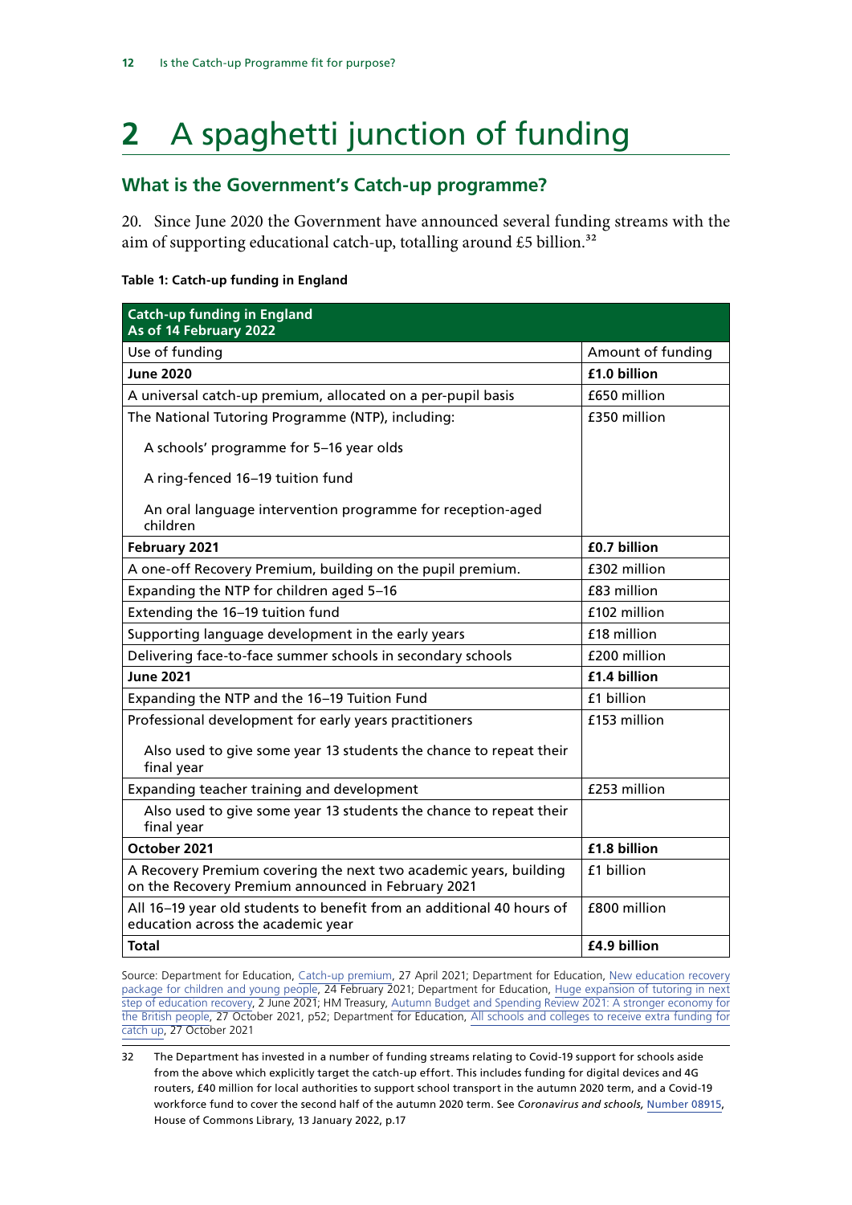# 2 A spaghetti junction of funding

## What is the Government's Catch-up programme?

20. Since June 2020 the Government have announced several funding streams with the aim of supporting educational catch-up, totalling around £5 billion.[32]

**Table 1: Catch-up funding in England**

| **Catch-up funding in England<br>As of 14 February 2022** | |
|---|---|
| Use of funding | Amount of funding |
| **June 2020** | **£1.0 billion** |
| A universal catch-up premium, allocated on a per-pupil basis | £650 million |
| The National Tutoring Programme (NTP), including:<br>A schools' programme for 5–16 year olds<br>A ring-fenced 16–19 tuition fund<br>An oral language intervention programme for reception-aged children | £350 million |
| **February 2021** | **£0.7 billion** |
| A one-off Recovery Premium, building on the pupil premium. | £302 million |
| Expanding the NTP for children aged 5–16 | £83 million |
| Extending the 16–19 tuition fund | £102 million |
| Supporting language development in the early years | £18 million |
| Delivering face-to-face summer schools in secondary schools | £200 million |
| **June 2021** | **£1.4 billion** |
| Expanding the NTP and the 16–19 Tuition Fund | £1 billion |
| Professional development for early years practitioners<br>Also used to give some year 13 students the chance to repeat their final year | £153 million |
| Expanding teacher training and development | £253 million |
| Also used to give some year 13 students the chance to repeat their final year | |
| **October 2021** | **£1.8 billion** |
| A Recovery Premium covering the next two academic years, building on the Recovery Premium announced in February 2021 | £1 billion |
| All 16–19 year old students to benefit from an additional 40 hours of education across the academic year | £800 million |
| **Total** | **£4.9 billion** |

Source: Department for Education, Catch-up premium, 27 April 2021; Department for Education, New education recovery package for children and young people, 24 February 2021; Department for Education, Huge expansion of tutoring in next step of education recovery, 2 June 2021; HM Treasury, Autumn Budget and Spending Review 2021: A stronger economy for the British people, 27 October 2021, p52; Department for Education, All schools and colleges to receive extra funding for catch up, 27 October 2021

32 The Department has invested in a number of funding streams relating to Covid-19 support for schools aside from the above which explicitly target the catch-up effort. This includes funding for digital devices and 4G routers, £40 million for local authorities to support school transport in the autumn 2020 term, and a Covid-19 workforce fund to cover the second half of the autumn 2020 term. See *Coronavirus and schools,* Number 08915, House of Commons Library, 13 January 2022, p.17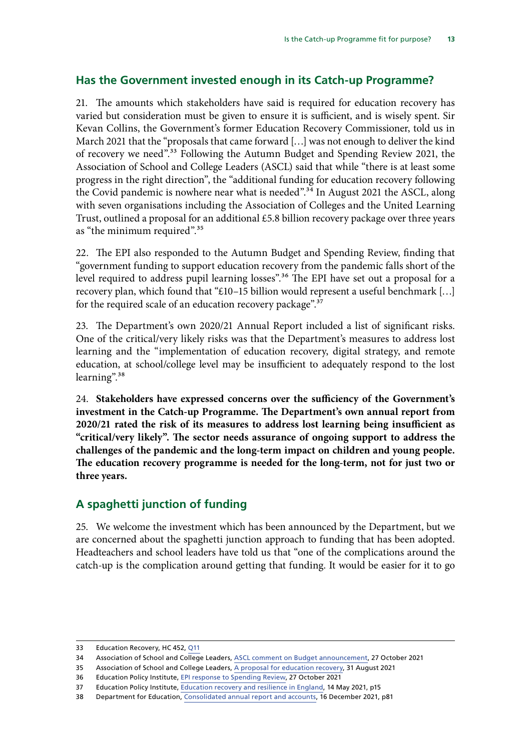## Has the Government invested enough in its Catch-up Programme?

21. The amounts which stakeholders have said is required for education recovery has varied but consideration must be given to ensure it is sufficient, and is wisely spent. Sir Kevan Collins, the Government's former Education Recovery Commissioner, told us in March 2021 that the "proposals that came forward […] was not enough to deliver the kind of recovery we need".[33] Following the Autumn Budget and Spending Review 2021, the Association of School and College Leaders (ASCL) said that while "there is at least some progress in the right direction", the "additional funding for education recovery following the Covid pandemic is nowhere near what is needed".[34] In August 2021 the ASCL, along with seven organisations including the Association of Colleges and the United Learning Trust, outlined a proposal for an additional £5.8 billion recovery package over three years as "the minimum required".[35]

22. The EPI also responded to the Autumn Budget and Spending Review, finding that "government funding to support education recovery from the pandemic falls short of the level required to address pupil learning losses".[36] The EPI have set out a proposal for a recovery plan, which found that "£10–15 billion would represent a useful benchmark […] for the required scale of an education recovery package".[37]

23. The Department's own 2020/21 Annual Report included a list of significant risks. One of the critical/very likely risks was that the Department's measures to address lost learning and the "implementation of education recovery, digital strategy, and remote education, at school/college level may be insufficient to adequately respond to the lost learning".[38]

24. **Stakeholders have expressed concerns over the sufficiency of the Government's investment in the Catch-up Programme. The Department's own annual report from 2020/21 rated the risk of its measures to address lost learning being insufficient as "critical/very likely". The sector needs assurance of ongoing support to address the challenges of the pandemic and the long-term impact on children and young people. The education recovery programme is needed for the long-term, not for just two or three years.**

## A spaghetti junction of funding

25. We welcome the investment which has been announced by the Department, but we are concerned about the spaghetti junction approach to funding that has been adopted. Headteachers and school leaders have told us that "one of the complications around the catch-up is the complication around getting that funding. It would be easier for it to go

---

33 Education Recovery, HC 452, Q11

34 Association of School and College Leaders, ASCL comment on Budget announcement, 27 October 2021

35 Association of School and College Leaders, A proposal for education recovery, 31 August 2021

36 Education Policy Institute, EPI response to Spending Review, 27 October 2021

37 Education Policy Institute, Education recovery and resilience in England, 14 May 2021, p15

38 Department for Education, Consolidated annual report and accounts, 16 December 2021, p81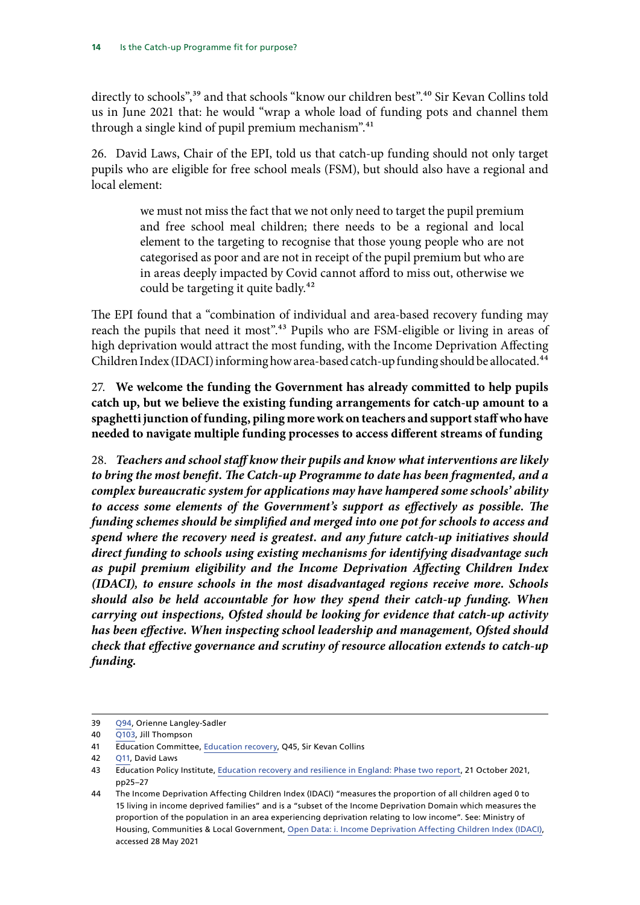directly to schools",[39] and that schools "know our children best".[40] Sir Kevan Collins told us in June 2021 that: he would "wrap a whole load of funding pots and channel them through a single kind of pupil premium mechanism".[41]

26. David Laws, Chair of the EPI, told us that catch-up funding should not only target pupils who are eligible for free school meals (FSM), but should also have a regional and local element:

> we must not miss the fact that we not only need to target the pupil premium and free school meal children; there needs to be a regional and local element to the targeting to recognise that those young people who are not categorised as poor and are not in receipt of the pupil premium but who are in areas deeply impacted by Covid cannot afford to miss out, otherwise we could be targeting it quite badly.[42]

The EPI found that a "combination of individual and area-based recovery funding may reach the pupils that need it most".[43] Pupils who are FSM-eligible or living in areas of high deprivation would attract the most funding, with the Income Deprivation Affecting Children Index (IDACI) informing how area-based catch-up funding should be allocated.[44]

27. **We welcome the funding the Government has already committed to help pupils catch up, but we believe the existing funding arrangements for catch-up amount to a spaghetti junction of funding, piling more work on teachers and support staff who have needed to navigate multiple funding processes to access different streams of funding**

28. ***Teachers and school staff know their pupils and know what interventions are likely to bring the most benefit. The Catch-up Programme to date has been fragmented, and a complex bureaucratic system for applications may have hampered some schools' ability to access some elements of the Government's support as effectively as possible. The funding schemes should be simplified and merged into one pot for schools to access and spend where the recovery need is greatest. and any future catch-up initiatives should direct funding to schools using existing mechanisms for identifying disadvantage such as pupil premium eligibility and the Income Deprivation Affecting Children Index (IDACI), to ensure schools in the most disadvantaged regions receive more. Schools should also be held accountable for how they spend their catch-up funding. When carrying out inspections, Ofsted should be looking for evidence that catch-up activity has been effective. When inspecting school leadership and management, Ofsted should check that effective governance and scrutiny of resource allocation extends to catch-up funding.***

---

39 Q94, Orienne Langley-Sadler

40 Q103, Jill Thompson

41 Education Committee, Education recovery, Q45, Sir Kevan Collins

42 Q11, David Laws

43 Education Policy Institute, Education recovery and resilience in England: Phase two report, 21 October 2021, pp25–27

44 The Income Deprivation Affecting Children Index (IDACI) "measures the proportion of all children aged 0 to 15 living in income deprived families" and is a "subset of the Income Deprivation Domain which measures the proportion of the population in an area experiencing deprivation relating to low income". See: Ministry of Housing, Communities & Local Government, Open Data: i. Income Deprivation Affecting Children Index (IDACI), accessed 28 May 2021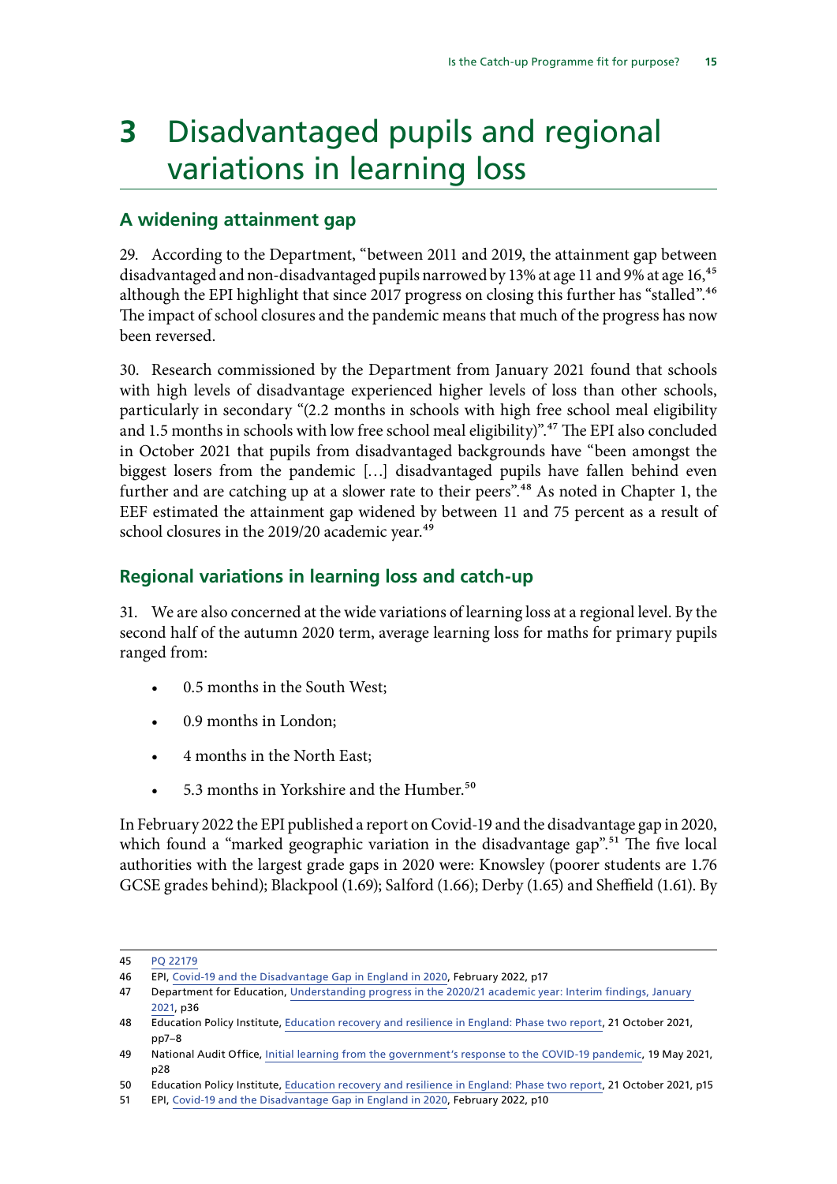# 3 Disadvantaged pupils and regional variations in learning loss

## A widening attainment gap

29. According to the Department, "between 2011 and 2019, the attainment gap between disadvantaged and non-disadvantaged pupils narrowed by 13% at age 11 and 9% at age 16,[45] although the EPI highlight that since 2017 progress on closing this further has "stalled".[46] The impact of school closures and the pandemic means that much of the progress has now been reversed.

30. Research commissioned by the Department from January 2021 found that schools with high levels of disadvantage experienced higher levels of loss than other schools, particularly in secondary "(2.2 months in schools with high free school meal eligibility and 1.5 months in schools with low free school meal eligibility)".[47] The EPI also concluded in October 2021 that pupils from disadvantaged backgrounds have "been amongst the biggest losers from the pandemic […] disadvantaged pupils have fallen behind even further and are catching up at a slower rate to their peers".[48] As noted in Chapter 1, the EEF estimated the attainment gap widened by between 11 and 75 percent as a result of school closures in the 2019/20 academic year.[49]

## Regional variations in learning loss and catch-up

31. We are also concerned at the wide variations of learning loss at a regional level. By the second half of the autumn 2020 term, average learning loss for maths for primary pupils ranged from:

- 0.5 months in the South West;
- 0.9 months in London;
- 4 months in the North East;
- 5.3 months in Yorkshire and the Humber.[50]

In February 2022 the EPI published a report on Covid-19 and the disadvantage gap in 2020, which found a "marked geographic variation in the disadvantage gap".[51] The five local authorities with the largest grade gaps in 2020 were: Knowsley (poorer students are 1.76 GCSE grades behind); Blackpool (1.69); Salford (1.66); Derby (1.65) and Sheffield (1.61). By

---

45 PQ 22179

46 EPI, Covid-19 and the Disadvantage Gap in England in 2020, February 2022, p17

47 Department for Education, Understanding progress in the 2020/21 academic year: Interim findings, January 2021, p36

48 Education Policy Institute, Education recovery and resilience in England: Phase two report, 21 October 2021, pp7–8

49 National Audit Office, Initial learning from the government's response to the COVID-19 pandemic, 19 May 2021, p28

50 Education Policy Institute, Education recovery and resilience in England: Phase two report, 21 October 2021, p15

51 EPI, Covid-19 and the Disadvantage Gap in England in 2020, February 2022, p10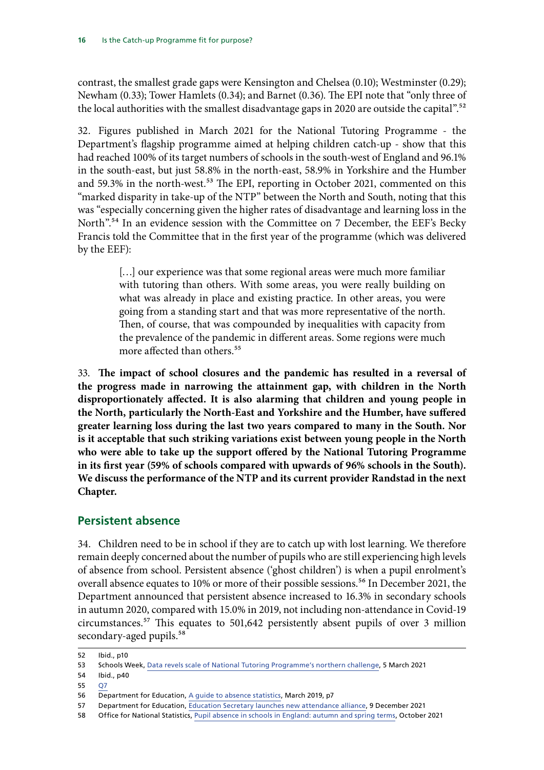contrast, the smallest grade gaps were Kensington and Chelsea (0.10); Westminster (0.29); Newham (0.33); Tower Hamlets (0.34); and Barnet (0.36). The EPI note that "only three of the local authorities with the smallest disadvantage gaps in 2020 are outside the capital".[52]

32. Figures published in March 2021 for the National Tutoring Programme - the Department's flagship programme aimed at helping children catch-up - show that this had reached 100% of its target numbers of schools in the south-west of England and 96.1% in the south-east, but just 58.8% in the north-east, 58.9% in Yorkshire and the Humber and 59.3% in the north-west.[53] The EPI, reporting in October 2021, commented on this "marked disparity in take-up of the NTP" between the North and South, noting that this was "especially concerning given the higher rates of disadvantage and learning loss in the North".[54] In an evidence session with the Committee on 7 December, the EEF's Becky Francis told the Committee that in the first year of the programme (which was delivered by the EEF):

> […] our experience was that some regional areas were much more familiar with tutoring than others. With some areas, you were really building on what was already in place and existing practice. In other areas, you were going from a standing start and that was more representative of the north. Then, of course, that was compounded by inequalities with capacity from the prevalence of the pandemic in different areas. Some regions were much more affected than others.[55]

33. **The impact of school closures and the pandemic has resulted in a reversal of the progress made in narrowing the attainment gap, with children in the North disproportionately affected. It is also alarming that children and young people in the North, particularly the North-East and Yorkshire and the Humber, have suffered greater learning loss during the last two years compared to many in the South. Nor is it acceptable that such striking variations exist between young people in the North who were able to take up the support offered by the National Tutoring Programme in its first year (59% of schools compared with upwards of 96% schools in the South). We discuss the performance of the NTP and its current provider Randstad in the next Chapter.**

## Persistent absence

34. Children need to be in school if they are to catch up with lost learning. We therefore remain deeply concerned about the number of pupils who are still experiencing high levels of absence from school. Persistent absence ('ghost children') is when a pupil enrolment's overall absence equates to 10% or more of their possible sessions.[56] In December 2021, the Department announced that persistent absence increased to 16.3% in secondary schools in autumn 2020, compared with 15.0% in 2019, not including non-attendance in Covid-19 circumstances.[57] This equates to 501,642 persistently absent pupils of over 3 million secondary-aged pupils.[58]

---

52 Ibid., p10

53 Schools Week, Data revels scale of National Tutoring Programme's northern challenge, 5 March 2021

54 Ibid., p40

55 Q7

56 Department for Education, A guide to absence statistics, March 2019, p7

57 Department for Education, Education Secretary launches new attendance alliance, 9 December 2021

58 Office for National Statistics, Pupil absence in schools in England: autumn and spring terms, October 2021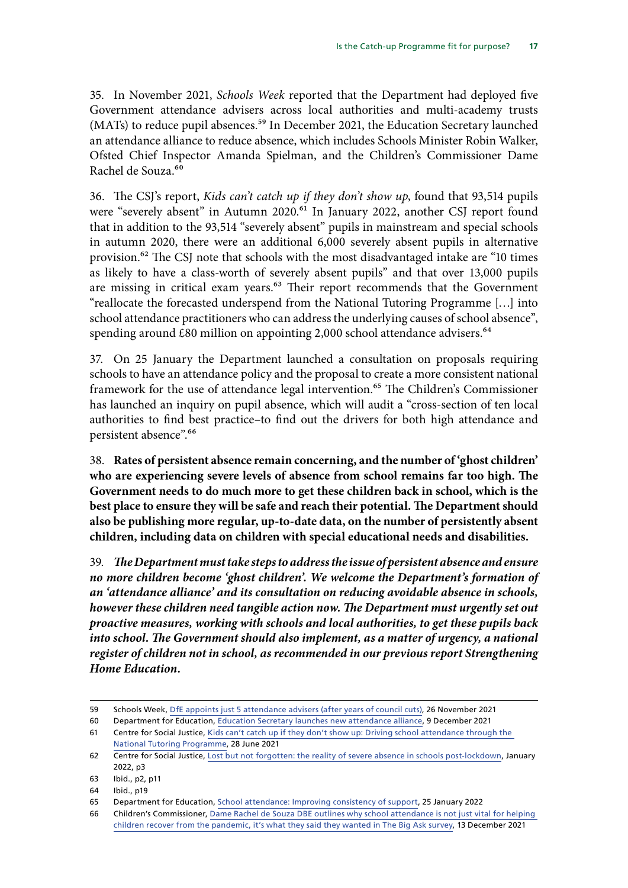35. In November 2021, *Schools Week* reported that the Department had deployed five Government attendance advisers across local authorities and multi-academy trusts (MATs) to reduce pupil absences.[59] In December 2021, the Education Secretary launched an attendance alliance to reduce absence, which includes Schools Minister Robin Walker, Ofsted Chief Inspector Amanda Spielman, and the Children's Commissioner Dame Rachel de Souza.[60]

36. The CSJ's report, *Kids can't catch up if they don't show up*, found that 93,514 pupils were "severely absent" in Autumn 2020.[61] In January 2022, another CSJ report found that in addition to the 93,514 "severely absent" pupils in mainstream and special schools in autumn 2020, there were an additional 6,000 severely absent pupils in alternative provision.[62] The CSJ note that schools with the most disadvantaged intake are "10 times as likely to have a class-worth of severely absent pupils" and that over 13,000 pupils are missing in critical exam years.[63] Their report recommends that the Government "reallocate the forecasted underspend from the National Tutoring Programme […] into school attendance practitioners who can address the underlying causes of school absence", spending around £80 million on appointing 2,000 school attendance advisers.[64]

37. On 25 January the Department launched a consultation on proposals requiring schools to have an attendance policy and the proposal to create a more consistent national framework for the use of attendance legal intervention.[65] The Children's Commissioner has launched an inquiry on pupil absence, which will audit a "cross-section of ten local authorities to find best practice–to find out the drivers for both high attendance and persistent absence".[66]

38. **Rates of persistent absence remain concerning, and the number of 'ghost children' who are experiencing severe levels of absence from school remains far too high. The Government needs to do much more to get these children back in school, which is the best place to ensure they will be safe and reach their potential. The Department should also be publishing more regular, up-to-date data, on the number of persistently absent children, including data on children with special educational needs and disabilities.**

39. ***The Department must take steps to address the issue of persistent absence and ensure no more children become 'ghost children'. We welcome the Department's formation of an 'attendance alliance' and its consultation on reducing avoidable absence in schools, however these children need tangible action now. The Department must urgently set out proactive measures, working with schools and local authorities, to get these pupils back into school. The Government should also implement, as a matter of urgency, a national register of children not in school, as recommended in our previous report Strengthening Home Education.***

---

59 Schools Week, DfE appoints just 5 attendance advisers (after years of council cuts), 26 November 2021

60 Department for Education, Education Secretary launches new attendance alliance, 9 December 2021

61 Centre for Social Justice, Kids can't catch up if they don't show up: Driving school attendance through the National Tutoring Programme, 28 June 2021

62 Centre for Social Justice, Lost but not forgotten: the reality of severe absence in schools post-lockdown, January 2022, p3

63 Ibid., p2, p11

64 Ibid., p19

65 Department for Education, School attendance: Improving consistency of support, 25 January 2022

66 Children's Commissioner, Dame Rachel de Souza DBE outlines why school attendance is not just vital for helping children recover from the pandemic, it's what they said they wanted in The Big Ask survey, 13 December 2021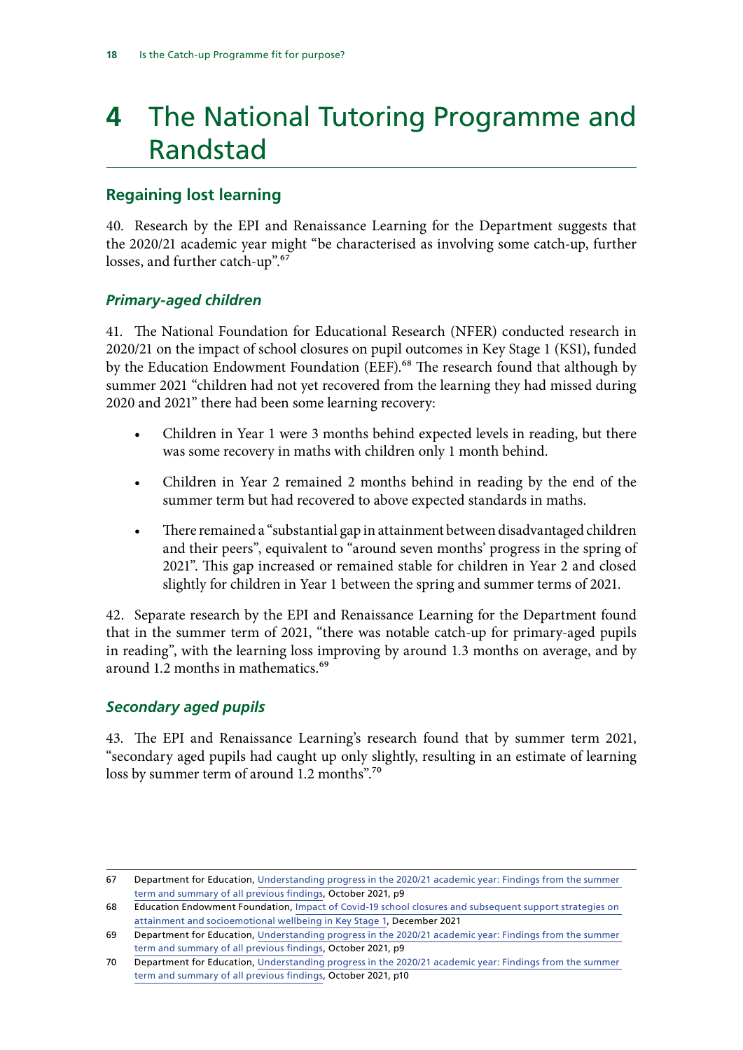# 4 The National Tutoring Programme and Randstad

## Regaining lost learning

40. Research by the EPI and Renaissance Learning for the Department suggests that the 2020/21 academic year might "be characterised as involving some catch-up, further losses, and further catch-up".[67]

### *Primary-aged children*

41. The National Foundation for Educational Research (NFER) conducted research in 2020/21 on the impact of school closures on pupil outcomes in Key Stage 1 (KS1), funded by the Education Endowment Foundation (EEF).[68] The research found that although by summer 2021 "children had not yet recovered from the learning they had missed during 2020 and 2021" there had been some learning recovery:

- Children in Year 1 were 3 months behind expected levels in reading, but there was some recovery in maths with children only 1 month behind.
- Children in Year 2 remained 2 months behind in reading by the end of the summer term but had recovered to above expected standards in maths.
- There remained a "substantial gap in attainment between disadvantaged children and their peers", equivalent to "around seven months' progress in the spring of 2021". This gap increased or remained stable for children in Year 2 and closed slightly for children in Year 1 between the spring and summer terms of 2021.

42. Separate research by the EPI and Renaissance Learning for the Department found that in the summer term of 2021, "there was notable catch-up for primary-aged pupils in reading", with the learning loss improving by around 1.3 months on average, and by around 1.2 months in mathematics.[69]

### *Secondary aged pupils*

43. The EPI and Renaissance Learning's research found that by summer term 2021, "secondary aged pupils had caught up only slightly, resulting in an estimate of learning loss by summer term of around 1.2 months".[70]

---

67 Department for Education, Understanding progress in the 2020/21 academic year: Findings from the summer term and summary of all previous findings, October 2021, p9

68 Education Endowment Foundation, Impact of Covid-19 school closures and subsequent support strategies on attainment and socioemotional wellbeing in Key Stage 1, December 2021

69 Department for Education, Understanding progress in the 2020/21 academic year: Findings from the summer term and summary of all previous findings, October 2021, p9

70 Department for Education, Understanding progress in the 2020/21 academic year: Findings from the summer term and summary of all previous findings, October 2021, p10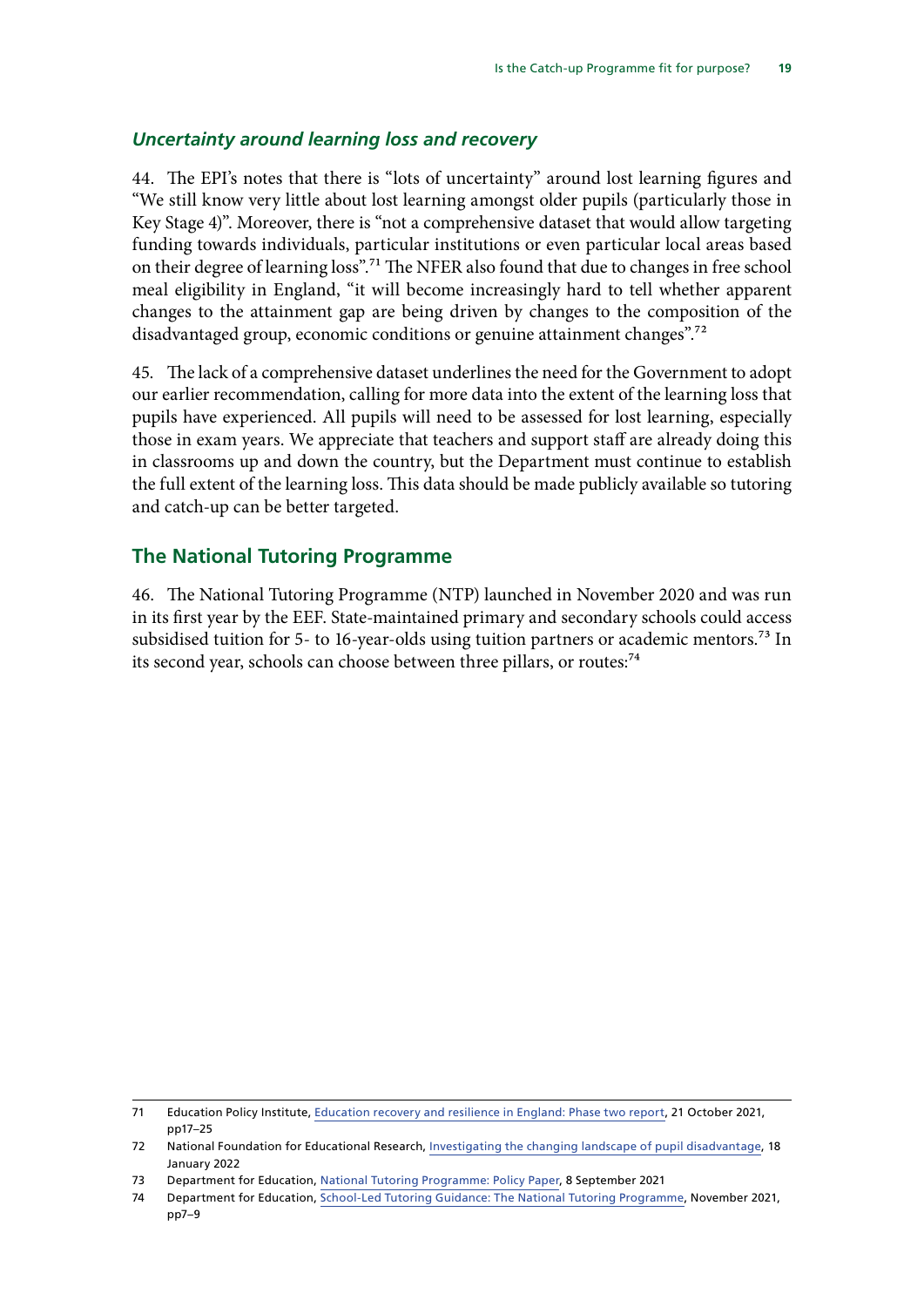### *Uncertainty around learning loss and recovery*

44. The EPI's notes that there is "lots of uncertainty" around lost learning figures and "We still know very little about lost learning amongst older pupils (particularly those in Key Stage 4)". Moreover, there is "not a comprehensive dataset that would allow targeting funding towards individuals, particular institutions or even particular local areas based on their degree of learning loss".[71] The NFER also found that due to changes in free school meal eligibility in England, "it will become increasingly hard to tell whether apparent changes to the attainment gap are being driven by changes to the composition of the disadvantaged group, economic conditions or genuine attainment changes".[72]

45. The lack of a comprehensive dataset underlines the need for the Government to adopt our earlier recommendation, calling for more data into the extent of the learning loss that pupils have experienced. All pupils will need to be assessed for lost learning, especially those in exam years. We appreciate that teachers and support staff are already doing this in classrooms up and down the country, but the Department must continue to establish the full extent of the learning loss. This data should be made publicly available so tutoring and catch-up can be better targeted.

## The National Tutoring Programme

46. The National Tutoring Programme (NTP) launched in November 2020 and was run in its first year by the EEF. State-maintained primary and secondary schools could access subsidised tuition for 5- to 16-year-olds using tuition partners or academic mentors.[73] In its second year, schools can choose between three pillars, or routes:[74]

---

71 Education Policy Institute, Education recovery and resilience in England: Phase two report, 21 October 2021, pp17–25

72 National Foundation for Educational Research, Investigating the changing landscape of pupil disadvantage, 18 January 2022

73 Department for Education, National Tutoring Programme: Policy Paper, 8 September 2021

74 Department for Education, School-Led Tutoring Guidance: The National Tutoring Programme, November 2021, pp7–9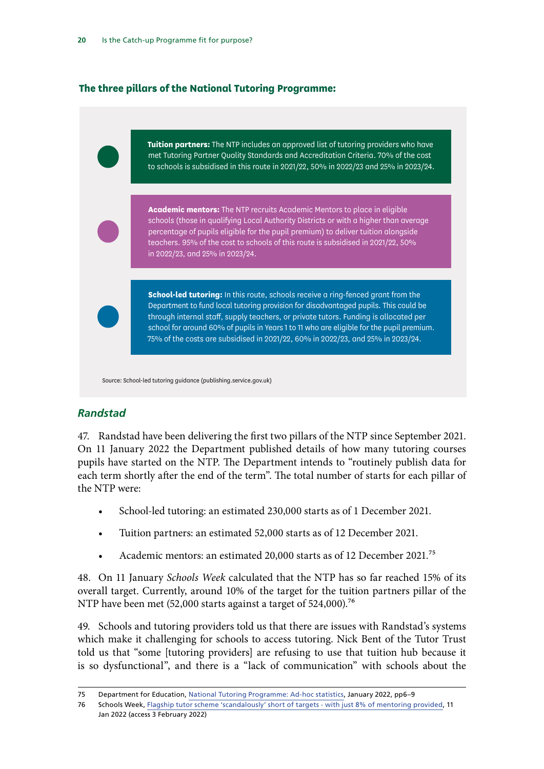### The three pillars of the National Tutoring Programme:

**Tuition partners:** The NTP includes an approved list of tutoring providers who have met Tutoring Partner Quality Standards and Accreditation Criteria. 70% of the cost to schools is subsidised in this route in 2021/22, 50% in 2022/23 and 25% in 2023/24.

**Academic mentors:** The NTP recruits Academic Mentors to place in eligible schools (those in qualifying Local Authority Districts or with a higher than average percentage of pupils eligible for the pupil premium) to deliver tuition alongside teachers. 95% of the cost to schools of this route is subsidised in 2021/22, 50% in 2022/23, and 25% in 2023/24.

**School-led tutoring:** In this route, schools receive a ring-fenced grant from the Department to fund local tutoring provision for disadvantaged pupils. This could be through internal staff, supply teachers, or private tutors. Funding is allocated per school for around 60% of pupils in Years 1 to 11 who are eligible for the pupil premium. 75% of the costs are subsidised in 2021/22, 60% in 2022/23, and 25% in 2023/24.

Source: School-led tutoring guidance (publishing.service.gov.uk)

### *Randstad*

47. Randstad have been delivering the first two pillars of the NTP since September 2021. On 11 January 2022 the Department published details of how many tutoring courses pupils have started on the NTP. The Department intends to "routinely publish data for each term shortly after the end of the term". The total number of starts for each pillar of the NTP were:

- School-led tutoring: an estimated 230,000 starts as of 1 December 2021.
- Tuition partners: an estimated 52,000 starts as of 12 December 2021.
- Academic mentors: an estimated 20,000 starts as of 12 December 2021.[75]

48. On 11 January *Schools Week* calculated that the NTP has so far reached 15% of its overall target. Currently, around 10% of the target for the tuition partners pillar of the NTP have been met (52,000 starts against a target of 524,000).[76]

49. Schools and tutoring providers told us that there are issues with Randstad's systems which make it challenging for schools to access tutoring. Nick Bent of the Tutor Trust told us that "some [tutoring providers] are refusing to use that tuition hub because it is so dysfunctional", and there is a "lack of communication" with schools about the

---

75 Department for Education, National Tutoring Programme: Ad-hoc statistics, January 2022, pp6–9

76 Schools Week, Flagship tutor scheme 'scandalously' short of targets - with just 8% of mentoring provided, 11 Jan 2022 (access 3 February 2022)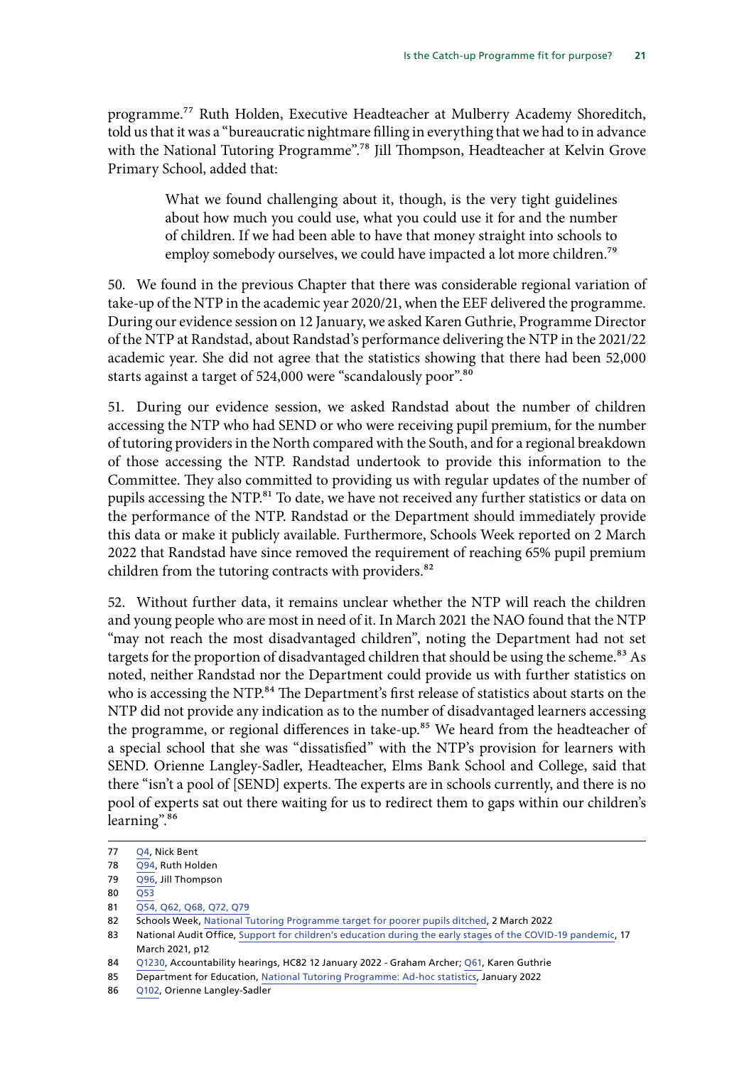programme.[77] Ruth Holden, Executive Headteacher at Mulberry Academy Shoreditch, told us that it was a "bureaucratic nightmare filling in everything that we had to in advance with the National Tutoring Programme".[78] Jill Thompson, Headteacher at Kelvin Grove Primary School, added that:

> What we found challenging about it, though, is the very tight guidelines about how much you could use, what you could use it for and the number of children. If we had been able to have that money straight into schools to employ somebody ourselves, we could have impacted a lot more children.[79]

50. We found in the previous Chapter that there was considerable regional variation of take-up of the NTP in the academic year 2020/21, when the EEF delivered the programme. During our evidence session on 12 January, we asked Karen Guthrie, Programme Director of the NTP at Randstad, about Randstad's performance delivering the NTP in the 2021/22 academic year. She did not agree that the statistics showing that there had been 52,000 starts against a target of 524,000 were "scandalously poor".[80]

51. During our evidence session, we asked Randstad about the number of children accessing the NTP who had SEND or who were receiving pupil premium, for the number of tutoring providers in the North compared with the South, and for a regional breakdown of those accessing the NTP. Randstad undertook to provide this information to the Committee. They also committed to providing us with regular updates of the number of pupils accessing the NTP.[81] To date, we have not received any further statistics or data on the performance of the NTP. Randstad or the Department should immediately provide this data or make it publicly available. Furthermore, Schools Week reported on 2 March 2022 that Randstad have since removed the requirement of reaching 65% pupil premium children from the tutoring contracts with providers.[82]

52. Without further data, it remains unclear whether the NTP will reach the children and young people who are most in need of it. In March 2021 the NAO found that the NTP "may not reach the most disadvantaged children", noting the Department had not set targets for the proportion of disadvantaged children that should be using the scheme.[83] As noted, neither Randstad nor the Department could provide us with further statistics on who is accessing the NTP.[84] The Department's first release of statistics about starts on the NTP did not provide any indication as to the number of disadvantaged learners accessing the programme, or regional differences in take-up.[85] We heard from the headteacher of a special school that she was "dissatisfied" with the NTP's provision for learners with SEND. Orienne Langley-Sadler, Headteacher, Elms Bank School and College, said that there "isn't a pool of [SEND] experts. The experts are in schools currently, and there is no pool of experts sat out there waiting for us to redirect them to gaps within our children's learning".[86]

---

77 Q4, Nick Bent

78 Q94, Ruth Holden

79 Q96, Jill Thompson

80 Q53

81 Q54, Q62, Q68, Q72, Q79

82 Schools Week, National Tutoring Programme target for poorer pupils ditched, 2 March 2022

83 National Audit Office, Support for children's education during the early stages of the COVID-19 pandemic, 17 March 2021, p12

84 Q1230, Accountability hearings, HC82 12 January 2022 - Graham Archer; Q61, Karen Guthrie

85 Department for Education, National Tutoring Programme: Ad-hoc statistics, January 2022

86 Q102, Orienne Langley-Sadler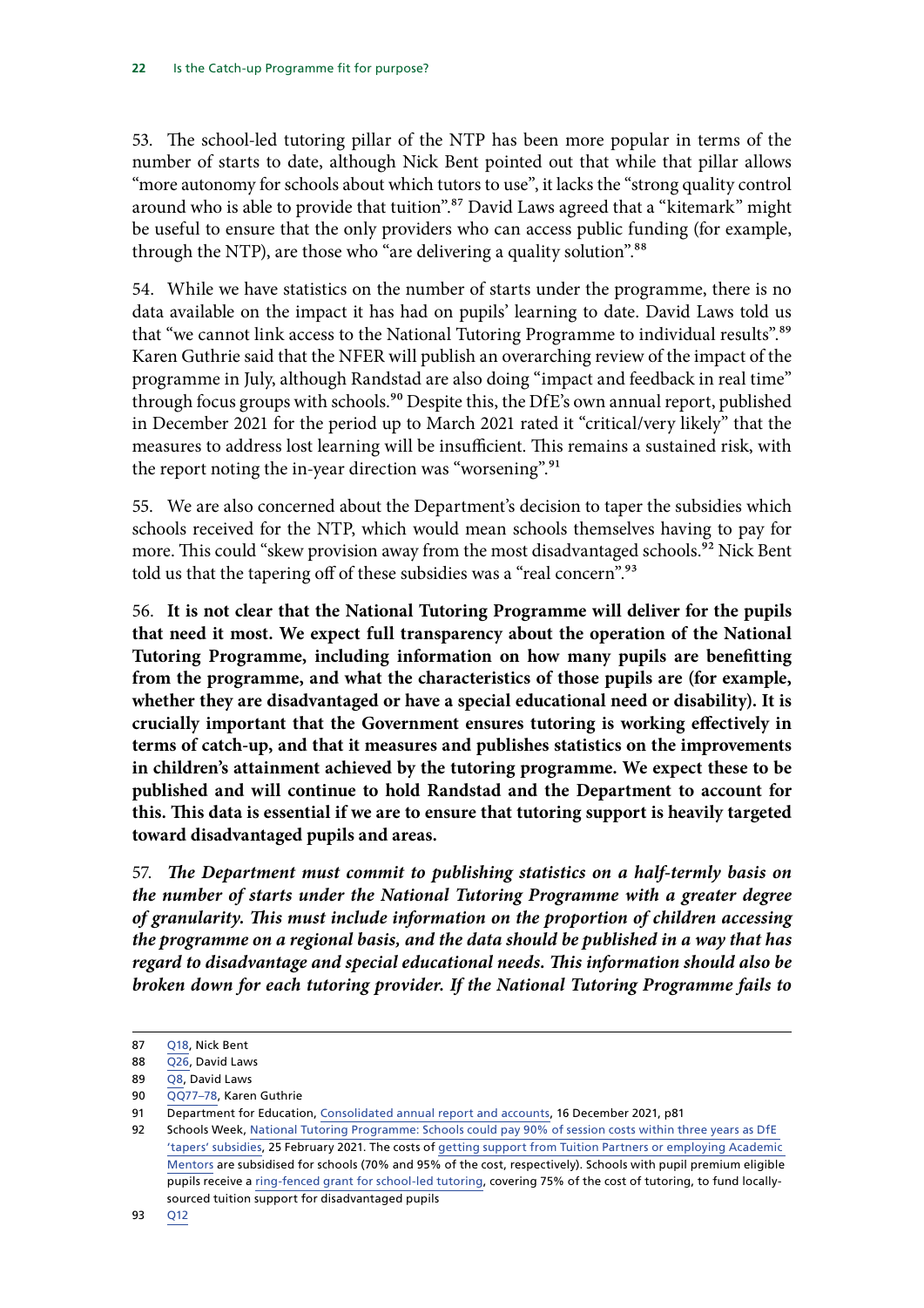53. The school-led tutoring pillar of the NTP has been more popular in terms of the number of starts to date, although Nick Bent pointed out that while that pillar allows "more autonomy for schools about which tutors to use", it lacks the "strong quality control around who is able to provide that tuition".[87] David Laws agreed that a "kitemark" might be useful to ensure that the only providers who can access public funding (for example, through the NTP), are those who "are delivering a quality solution".[88]

54. While we have statistics on the number of starts under the programme, there is no data available on the impact it has had on pupils' learning to date. David Laws told us that "we cannot link access to the National Tutoring Programme to individual results".[89] Karen Guthrie said that the NFER will publish an overarching review of the impact of the programme in July, although Randstad are also doing "impact and feedback in real time" through focus groups with schools.[90] Despite this, the DfE's own annual report, published in December 2021 for the period up to March 2021 rated it "critical/very likely" that the measures to address lost learning will be insufficient. This remains a sustained risk, with the report noting the in-year direction was "worsening".[91]

55. We are also concerned about the Department's decision to taper the subsidies which schools received for the NTP, which would mean schools themselves having to pay for more. This could "skew provision away from the most disadvantaged schools.[92] Nick Bent told us that the tapering off of these subsidies was a "real concern".[93]

56. **It is not clear that the National Tutoring Programme will deliver for the pupils that need it most. We expect full transparency about the operation of the National Tutoring Programme, including information on how many pupils are benefitting from the programme, and what the characteristics of those pupils are (for example, whether they are disadvantaged or have a special educational need or disability). It is crucially important that the Government ensures tutoring is working effectively in terms of catch-up, and that it measures and publishes statistics on the improvements in children's attainment achieved by the tutoring programme. We expect these to be published and will continue to hold Randstad and the Department to account for this. This data is essential if we are to ensure that tutoring support is heavily targeted toward disadvantaged pupils and areas.**

57. ***The Department must commit to publishing statistics on a half-termly basis on the number of starts under the National Tutoring Programme with a greater degree of granularity. This must include information on the proportion of children accessing the programme on a regional basis, and the data should be published in a way that has regard to disadvantage and special educational needs. This information should also be broken down for each tutoring provider. If the National Tutoring Programme fails to***

---

87 Q18, Nick Bent

88 Q26, David Laws

89 Q8, David Laws

90 QQ77–78, Karen Guthrie

91 Department for Education, Consolidated annual report and accounts, 16 December 2021, p81

92 Schools Week, National Tutoring Programme: Schools could pay 90% of session costs within three years as DfE 'tapers' subsidies, 25 February 2021. The costs of getting support from Tuition Partners or employing Academic Mentors are subsidised for schools (70% and 95% of the cost, respectively). Schools with pupil premium eligible pupils receive a ring-fenced grant for school-led tutoring, covering 75% of the cost of tutoring, to fund locally-sourced tuition support for disadvantaged pupils

93 Q12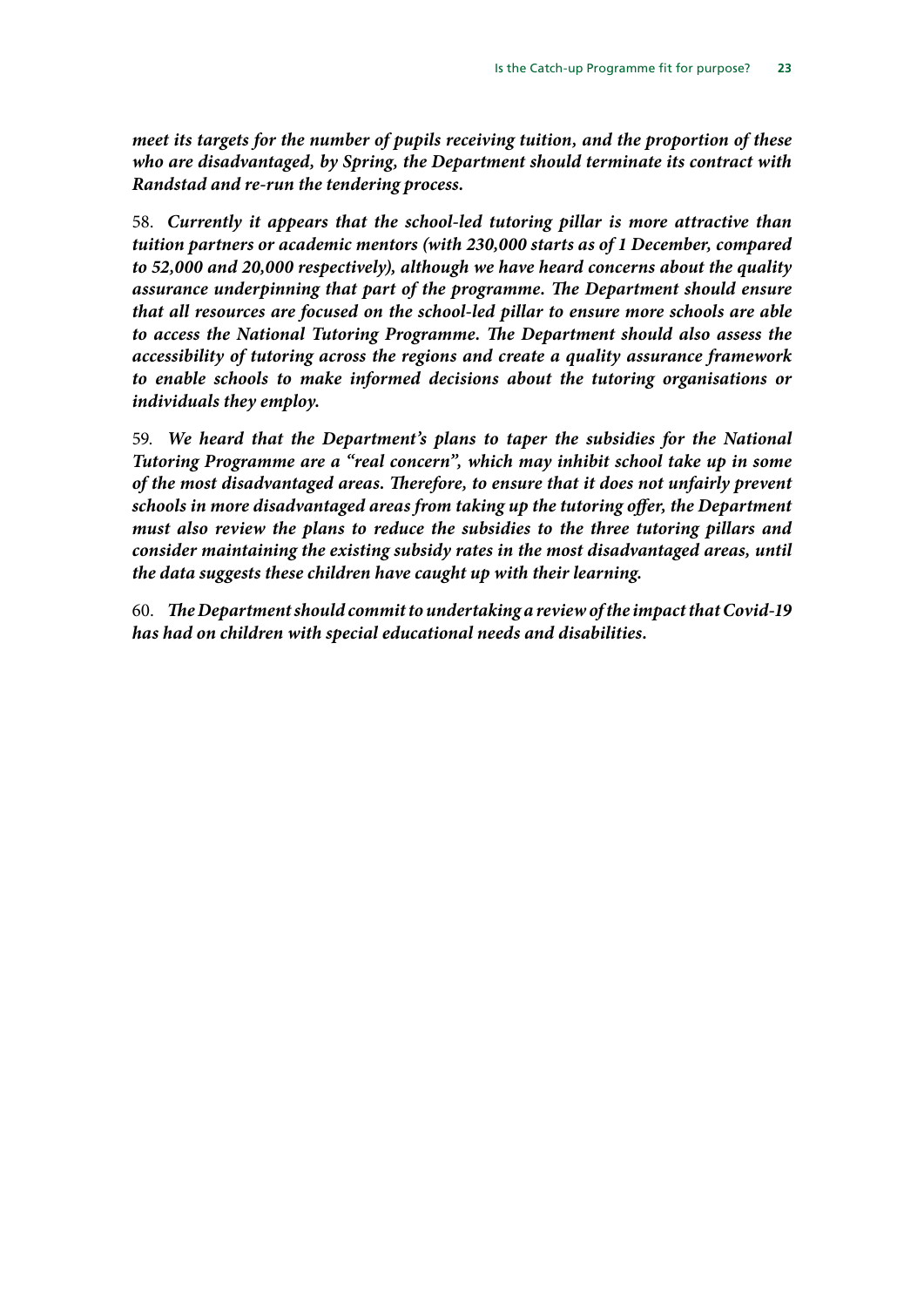*meet its targets for the number of pupils receiving tuition, and the proportion of these who are disadvantaged, by Spring, the Department should terminate its contract with Randstad and re-run the tendering process.*

58. ***Currently it appears that the school-led tutoring pillar is more attractive than tuition partners or academic mentors (with 230,000 starts as of 1 December, compared to 52,000 and 20,000 respectively), although we have heard concerns about the quality assurance underpinning that part of the programme. The Department should ensure that all resources are focused on the school-led pillar to ensure more schools are able to access the National Tutoring Programme. The Department should also assess the accessibility of tutoring across the regions and create a quality assurance framework to enable schools to make informed decisions about the tutoring organisations or individuals they employ.***

59. ***We heard that the Department's plans to taper the subsidies for the National Tutoring Programme are a "real concern", which may inhibit school take up in some of the most disadvantaged areas. Therefore, to ensure that it does not unfairly prevent schools in more disadvantaged areas from taking up the tutoring offer, the Department must also review the plans to reduce the subsidies to the three tutoring pillars and consider maintaining the existing subsidy rates in the most disadvantaged areas, until the data suggests these children have caught up with their learning.***

60. ***The Department should commit to undertaking a review of the impact that Covid-19 has had on children with special educational needs and disabilities.***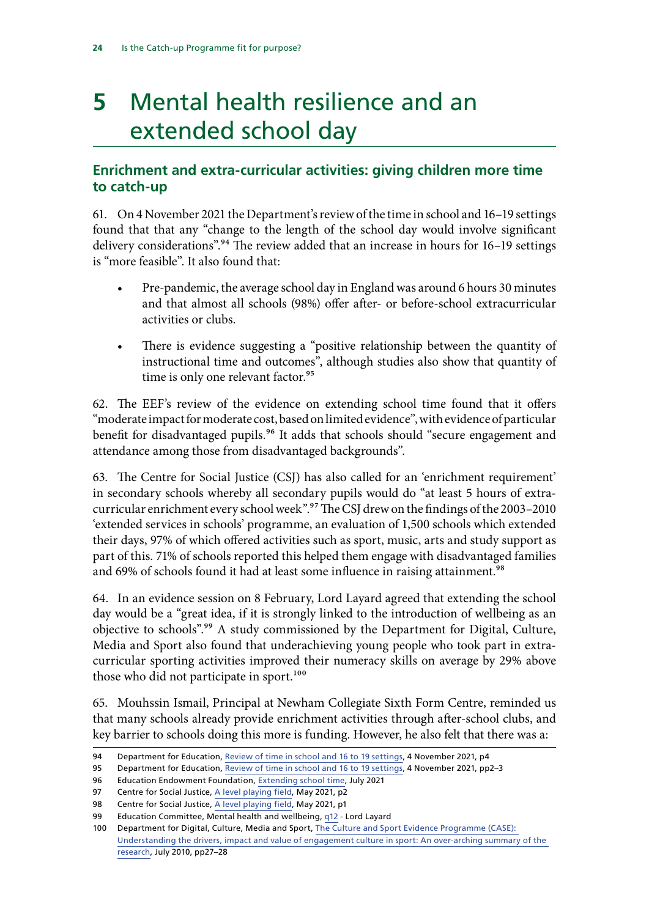# 5 Mental health resilience and an extended school day

## Enrichment and extra-curricular activities: giving children more time to catch-up

61. On 4 November 2021 the Department's review of the time in school and 16–19 settings found that that any "change to the length of the school day would involve significant delivery considerations".[94] The review added that an increase in hours for 16–19 settings is "more feasible". It also found that:

- Pre-pandemic, the average school day in England was around 6 hours 30 minutes and that almost all schools (98%) offer after- or before-school extracurricular activities or clubs.
- There is evidence suggesting a "positive relationship between the quantity of instructional time and outcomes", although studies also show that quantity of time is only one relevant factor.[95]

62. The EEF's review of the evidence on extending school time found that it offers "moderate impact for moderate cost, based on limited evidence", with evidence of particular benefit for disadvantaged pupils.[96] It adds that schools should "secure engagement and attendance among those from disadvantaged backgrounds".

63. The Centre for Social Justice (CSJ) has also called for an 'enrichment requirement' in secondary schools whereby all secondary pupils would do "at least 5 hours of extra-curricular enrichment every school week".[97] The CSJ drew on the findings of the 2003–2010 'extended services in schools' programme, an evaluation of 1,500 schools which extended their days, 97% of which offered activities such as sport, music, arts and study support as part of this. 71% of schools reported this helped them engage with disadvantaged families and 69% of schools found it had at least some influence in raising attainment.[98]

64. In an evidence session on 8 February, Lord Layard agreed that extending the school day would be a "great idea, if it is strongly linked to the introduction of wellbeing as an objective to schools".[99] A study commissioned by the Department for Digital, Culture, Media and Sport also found that underachieving young people who took part in extra-curricular sporting activities improved their numeracy skills on average by 29% above those who did not participate in sport.[100]

65. Mouhssin Ismail, Principal at Newham Collegiate Sixth Form Centre, reminded us that many schools already provide enrichment activities through after-school clubs, and key barrier to schools doing this more is funding. However, he also felt that there was a:

---

94 Department for Education, Review of time in school and 16 to 19 settings, 4 November 2021, p4

95 Department for Education, Review of time in school and 16 to 19 settings, 4 November 2021, pp2–3

96 Education Endowment Foundation, Extending school time, July 2021

97 Centre for Social Justice, A level playing field, May 2021, p2

98 Centre for Social Justice, A level playing field, May 2021, p1

99 Education Committee, Mental health and wellbeing, q12 - Lord Layard

100 Department for Digital, Culture, Media and Sport, The Culture and Sport Evidence Programme (CASE): Understanding the drivers, impact and value of engagement culture in sport: An over-arching summary of the research, July 2010, pp27–28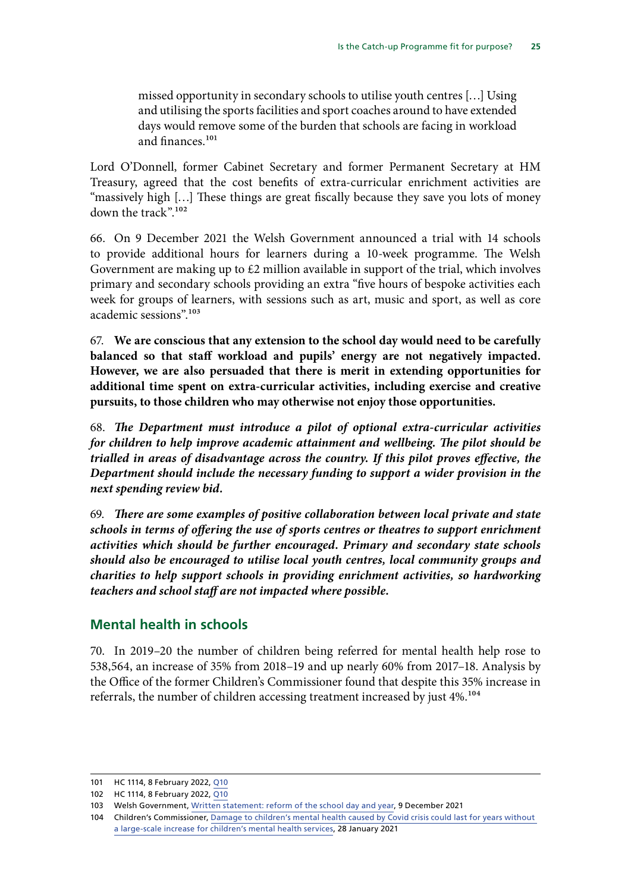> missed opportunity in secondary schools to utilise youth centres […] Using and utilising the sports facilities and sport coaches around to have extended days would remove some of the burden that schools are facing in workload and finances.[101]

Lord O'Donnell, former Cabinet Secretary and former Permanent Secretary at HM Treasury, agreed that the cost benefits of extra-curricular enrichment activities are "massively high […] These things are great fiscally because they save you lots of money down the track".[102]

66. On 9 December 2021 the Welsh Government announced a trial with 14 schools to provide additional hours for learners during a 10-week programme. The Welsh Government are making up to £2 million available in support of the trial, which involves primary and secondary schools providing an extra "five hours of bespoke activities each week for groups of learners, with sessions such as art, music and sport, as well as core academic sessions".[103]

67. **We are conscious that any extension to the school day would need to be carefully balanced so that staff workload and pupils' energy are not negatively impacted. However, we are also persuaded that there is merit in extending opportunities for additional time spent on extra-curricular activities, including exercise and creative pursuits, to those children who may otherwise not enjoy those opportunities.**

68. ***The Department must introduce a pilot of optional extra-curricular activities for children to help improve academic attainment and wellbeing. The pilot should be trialled in areas of disadvantage across the country. If this pilot proves effective, the Department should include the necessary funding to support a wider provision in the next spending review bid.***

69. ***There are some examples of positive collaboration between local private and state schools in terms of offering the use of sports centres or theatres to support enrichment activities which should be further encouraged. Primary and secondary state schools should also be encouraged to utilise local youth centres, local community groups and charities to help support schools in providing enrichment activities, so hardworking teachers and school staff are not impacted where possible.***

## Mental health in schools

70. In 2019–20 the number of children being referred for mental health help rose to 538,564, an increase of 35% from 2018–19 and up nearly 60% from 2017–18. Analysis by the Office of the former Children's Commissioner found that despite this 35% increase in referrals, the number of children accessing treatment increased by just 4%.[104]

---

101 HC 1114, 8 February 2022, Q10

102 HC 1114, 8 February 2022, Q10

103 Welsh Government, Written statement: reform of the school day and year, 9 December 2021

104 Children's Commissioner, Damage to children's mental health caused by Covid crisis could last for years without a large-scale increase for children's mental health services, 28 January 2021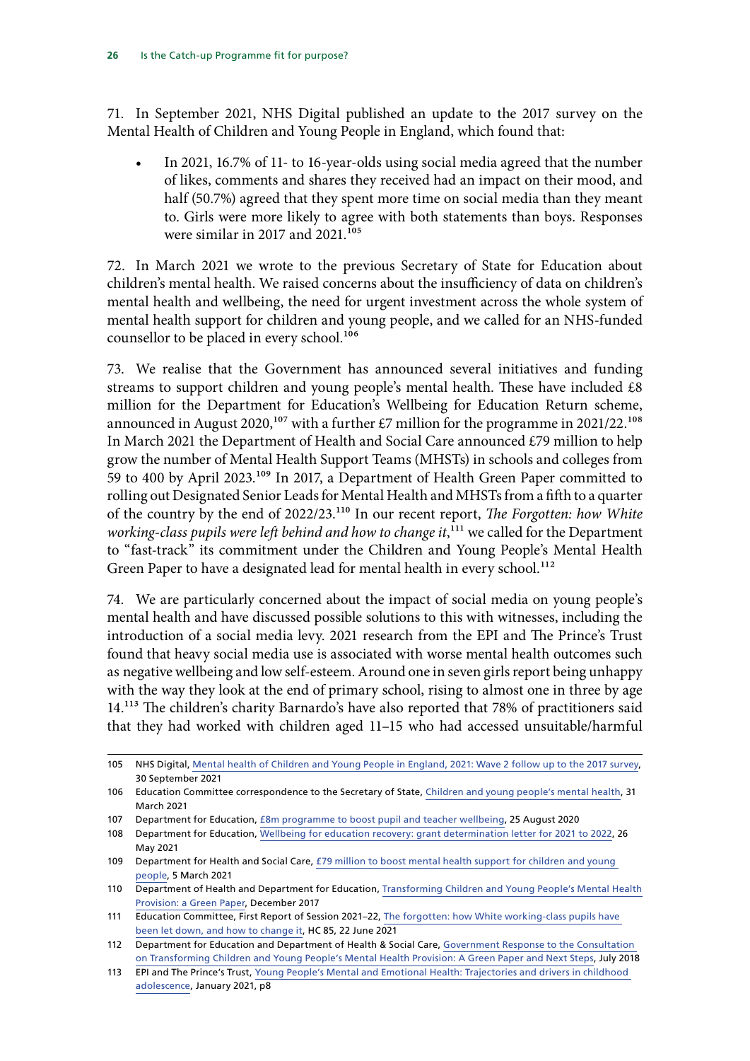71. In September 2021, NHS Digital published an update to the 2017 survey on the Mental Health of Children and Young People in England, which found that:

- In 2021, 16.7% of 11- to 16-year-olds using social media agreed that the number of likes, comments and shares they received had an impact on their mood, and half (50.7%) agreed that they spent more time on social media than they meant to. Girls were more likely to agree with both statements than boys. Responses were similar in 2017 and 2021.[105]

72. In March 2021 we wrote to the previous Secretary of State for Education about children's mental health. We raised concerns about the insufficiency of data on children's mental health and wellbeing, the need for urgent investment across the whole system of mental health support for children and young people, and we called for an NHS-funded counsellor to be placed in every school.[106]

73. We realise that the Government has announced several initiatives and funding streams to support children and young people's mental health. These have included £8 million for the Department for Education's Wellbeing for Education Return scheme, announced in August 2020,[107] with a further £7 million for the programme in 2021/22.[108] In March 2021 the Department of Health and Social Care announced £79 million to help grow the number of Mental Health Support Teams (MHSTs) in schools and colleges from 59 to 400 by April 2023.[109] In 2017, a Department of Health Green Paper committed to rolling out Designated Senior Leads for Mental Health and MHSTs from a fifth to a quarter of the country by the end of 2022/23.[110] In our recent report, *The Forgotten: how White working-class pupils were left behind and how to change it*,[111] we called for the Department to "fast-track" its commitment under the Children and Young People's Mental Health Green Paper to have a designated lead for mental health in every school.[112]

74. We are particularly concerned about the impact of social media on young people's mental health and have discussed possible solutions to this with witnesses, including the introduction of a social media levy. 2021 research from the EPI and The Prince's Trust found that heavy social media use is associated with worse mental health outcomes such as negative wellbeing and low self-esteem. Around one in seven girls report being unhappy with the way they look at the end of primary school, rising to almost one in three by age 14.[113] The children's charity Barnardo's have also reported that 78% of practitioners said that they had worked with children aged 11–15 who had accessed unsuitable/harmful

---

105 NHS Digital, Mental health of Children and Young People in England, 2021: Wave 2 follow up to the 2017 survey, 30 September 2021

106 Education Committee correspondence to the Secretary of State, Children and young people's mental health, 31 March 2021

107 Department for Education, £8m programme to boost pupil and teacher wellbeing, 25 August 2020

108 Department for Education, Wellbeing for education recovery: grant determination letter for 2021 to 2022, 26 May 2021

109 Department for Health and Social Care, £79 million to boost mental health support for children and young people, 5 March 2021

110 Department of Health and Department for Education, Transforming Children and Young People's Mental Health Provision: a Green Paper, December 2017

111 Education Committee, First Report of Session 2021–22, The forgotten: how White working-class pupils have been let down, and how to change it, HC 85, 22 June 2021

112 Department for Education and Department of Health & Social Care, Government Response to the Consultation on Transforming Children and Young People's Mental Health Provision: A Green Paper and Next Steps, July 2018

113 EPI and The Prince's Trust, Young People's Mental and Emotional Health: Trajectories and drivers in childhood adolescence, January 2021, p8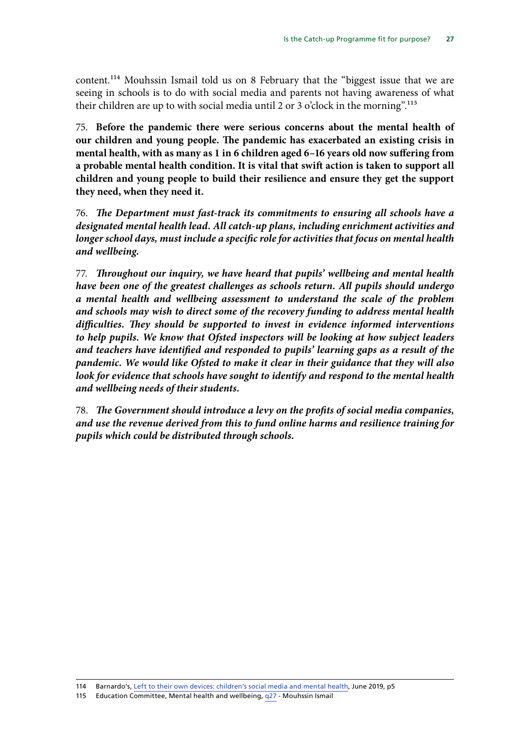content.[114] Mouhssin Ismail told us on 8 February that the "biggest issue that we are seeing in schools is to do with social media and parents not having awareness of what their children are up to with social media until 2 or 3 o'clock in the morning".[115]

75. **Before the pandemic there were serious concerns about the mental health of our children and young people. The pandemic has exacerbated an existing crisis in mental health, with as many as 1 in 6 children aged 6–16 years old now suffering from a probable mental health condition. It is vital that swift action is taken to support all children and young people to build their resilience and ensure they get the support they need, when they need it.**

76. ***The Department must fast-track its commitments to ensuring all schools have a designated mental health lead. All catch-up plans, including enrichment activities and longer school days, must include a specific role for activities that focus on mental health and wellbeing.***

77. ***Throughout our inquiry, we have heard that pupils' wellbeing and mental health have been one of the greatest challenges as schools return. All pupils should undergo a mental health and wellbeing assessment to understand the scale of the problem and schools may wish to direct some of the recovery funding to address mental health difficulties. They should be supported to invest in evidence informed interventions to help pupils. We know that Ofsted inspectors will be looking at how subject leaders and teachers have identified and responded to pupils' learning gaps as a result of the pandemic. We would like Ofsted to make it clear in their guidance that they will also look for evidence that schools have sought to identify and respond to the mental health and wellbeing needs of their students.***

78. ***The Government should introduce a levy on the profits of social media companies, and use the revenue derived from this to fund online harms and resilience training for pupils which could be distributed through schools.***

---

114 Barnardo's, Left to their own devices: children's social media and mental health, June 2019, p5

115 Education Committee, Mental health and wellbeing, q27 - Mouhssin Ismail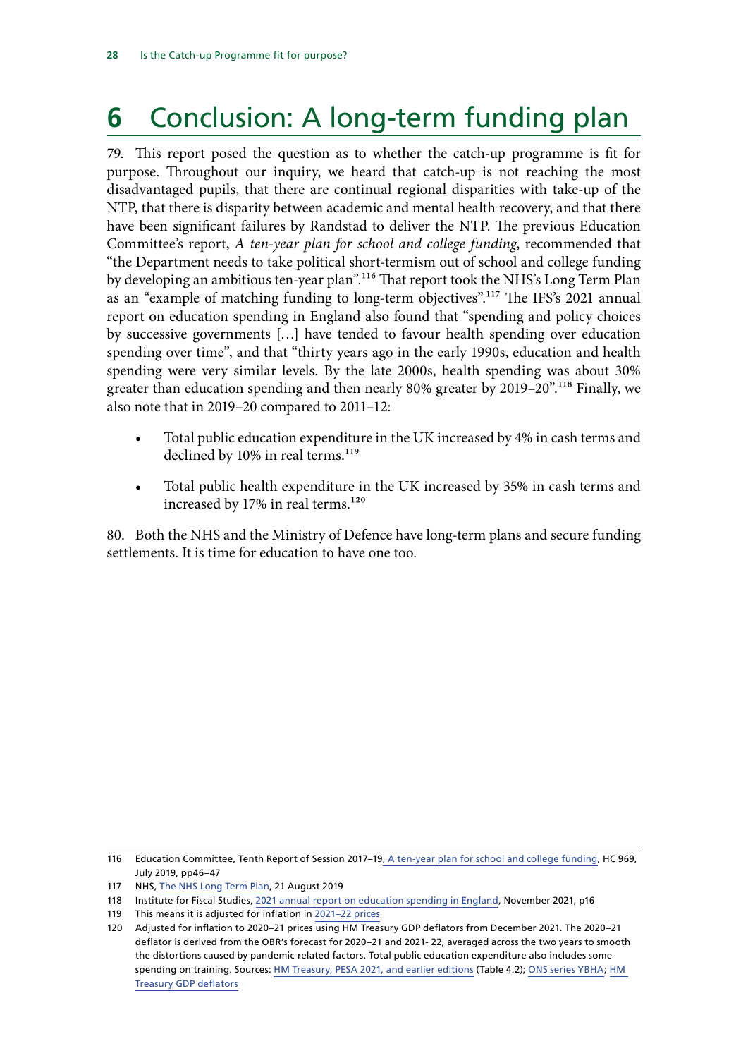# 6 Conclusion: A long-term funding plan

79. This report posed the question as to whether the catch-up programme is fit for purpose. Throughout our inquiry, we heard that catch-up is not reaching the most disadvantaged pupils, that there are continual regional disparities with take-up of the NTP, that there is disparity between academic and mental health recovery, and that there have been significant failures by Randstad to deliver the NTP. The previous Education Committee's report, *A ten-year plan for school and college funding*, recommended that "the Department needs to take political short-termism out of school and college funding by developing an ambitious ten-year plan".[116] That report took the NHS's Long Term Plan as an "example of matching funding to long-term objectives".[117] The IFS's 2021 annual report on education spending in England also found that "spending and policy choices by successive governments […] have tended to favour health spending over education spending over time", and that "thirty years ago in the early 1990s, education and health spending were very similar levels. By the late 2000s, health spending was about 30% greater than education spending and then nearly 80% greater by 2019–20".[118] Finally, we also note that in 2019–20 compared to 2011–12:

- Total public education expenditure in the UK increased by 4% in cash terms and declined by 10% in real terms.[119]
- Total public health expenditure in the UK increased by 35% in cash terms and increased by 17% in real terms.[120]

80. Both the NHS and the Ministry of Defence have long-term plans and secure funding settlements. It is time for education to have one too.

---

116 Education Committee, Tenth Report of Session 2017–19, A ten-year plan for school and college funding, HC 969, July 2019, pp46–47

117 NHS, The NHS Long Term Plan, 21 August 2019

118 Institute for Fiscal Studies, 2021 annual report on education spending in England, November 2021, p16

119 This means it is adjusted for inflation in 2021–22 prices

120 Adjusted for inflation to 2020–21 prices using HM Treasury GDP deflators from December 2021. The 2020–21 deflator is derived from the OBR's forecast for 2020–21 and 2021- 22, averaged across the two years to smooth the distortions caused by pandemic-related factors. Total public education expenditure also includes some spending on training. Sources: HM Treasury, PESA 2021, and earlier editions (Table 4.2); ONS series YBHA; HM Treasury GDP deflators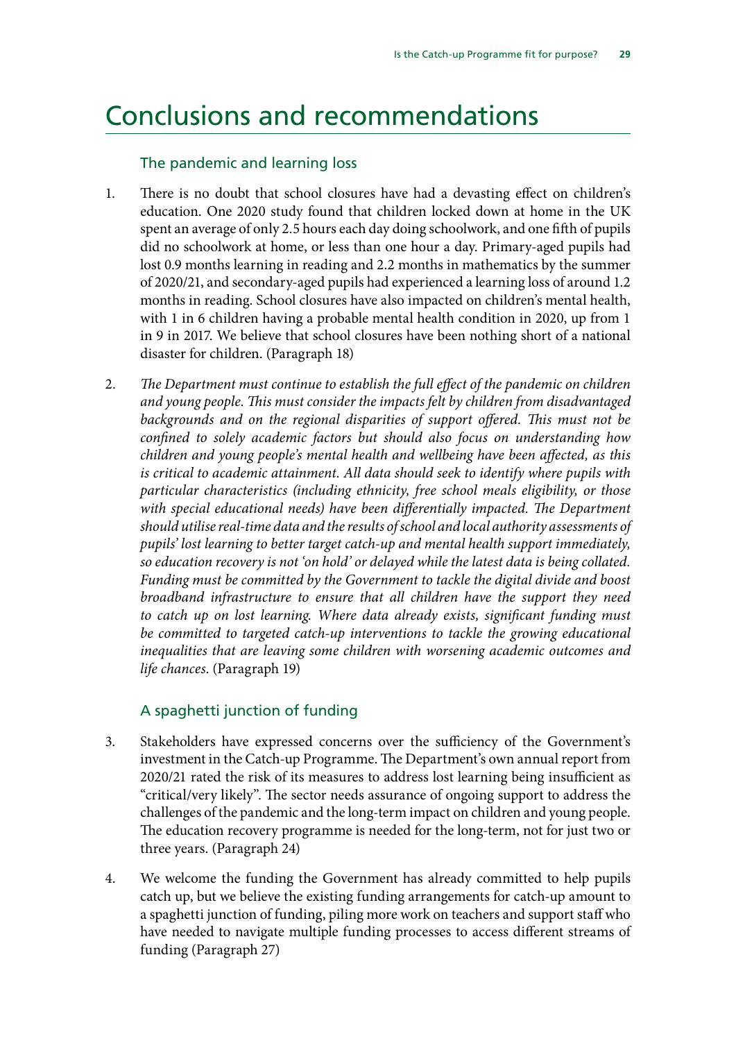# Conclusions and recommendations

## The pandemic and learning loss

1. There is no doubt that school closures have had a devasting effect on children's education. One 2020 study found that children locked down at home in the UK spent an average of only 2.5 hours each day doing schoolwork, and one fifth of pupils did no schoolwork at home, or less than one hour a day. Primary-aged pupils had lost 0.9 months learning in reading and 2.2 months in mathematics by the summer of 2020/21, and secondary-aged pupils had experienced a learning loss of around 1.2 months in reading. School closures have also impacted on children's mental health, with 1 in 6 children having a probable mental health condition in 2020, up from 1 in 9 in 2017. We believe that school closures have been nothing short of a national disaster for children. (Paragraph 18)

2. *The Department must continue to establish the full effect of the pandemic on children and young people. This must consider the impacts felt by children from disadvantaged backgrounds and on the regional disparities of support offered. This must not be confined to solely academic factors but should also focus on understanding how children and young people's mental health and wellbeing have been affected, as this is critical to academic attainment. All data should seek to identify where pupils with particular characteristics (including ethnicity, free school meals eligibility, or those with special educational needs) have been differentially impacted. The Department should utilise real-time data and the results of school and local authority assessments of pupils' lost learning to better target catch-up and mental health support immediately, so education recovery is not 'on hold' or delayed while the latest data is being collated. Funding must be committed by the Government to tackle the digital divide and boost broadband infrastructure to ensure that all children have the support they need to catch up on lost learning. Where data already exists, significant funding must be committed to targeted catch-up interventions to tackle the growing educational inequalities that are leaving some children with worsening academic outcomes and life chances.* (Paragraph 19)

## A spaghetti junction of funding

3. Stakeholders have expressed concerns over the sufficiency of the Government's investment in the Catch-up Programme. The Department's own annual report from 2020/21 rated the risk of its measures to address lost learning being insufficient as "critical/very likely". The sector needs assurance of ongoing support to address the challenges of the pandemic and the long-term impact on children and young people. The education recovery programme is needed for the long-term, not for just two or three years. (Paragraph 24)

4. We welcome the funding the Government has already committed to help pupils catch up, but we believe the existing funding arrangements for catch-up amount to a spaghetti junction of funding, piling more work on teachers and support staff who have needed to navigate multiple funding processes to access different streams of funding (Paragraph 27)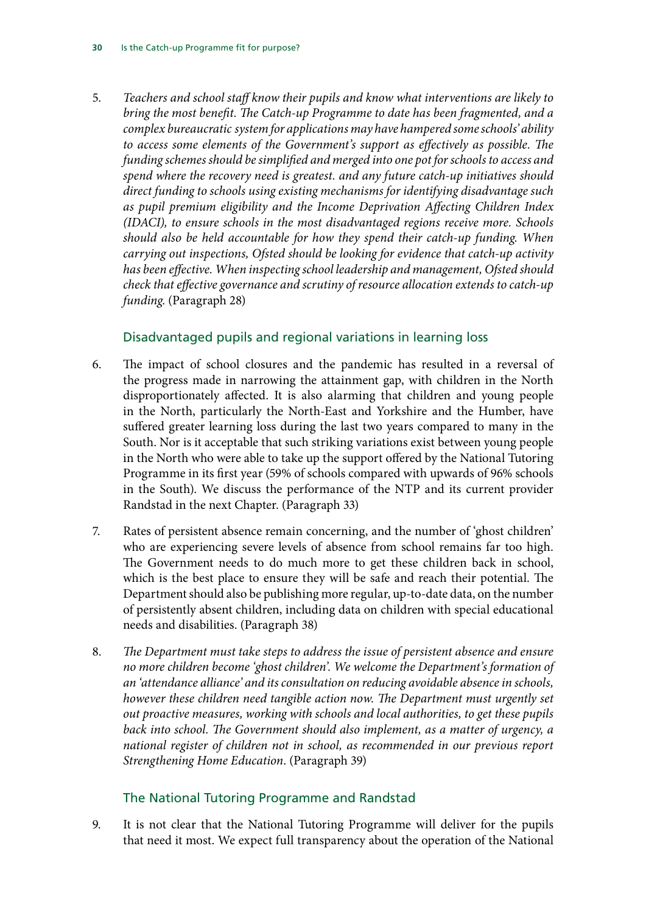5. *Teachers and school staff know their pupils and know what interventions are likely to bring the most benefit. The Catch-up Programme to date has been fragmented, and a complex bureaucratic system for applications may have hampered some schools' ability to access some elements of the Government's support as effectively as possible. The funding schemes should be simplified and merged into one pot for schools to access and spend where the recovery need is greatest. and any future catch-up initiatives should direct funding to schools using existing mechanisms for identifying disadvantage such as pupil premium eligibility and the Income Deprivation Affecting Children Index (IDACI), to ensure schools in the most disadvantaged regions receive more. Schools should also be held accountable for how they spend their catch-up funding. When carrying out inspections, Ofsted should be looking for evidence that catch-up activity has been effective. When inspecting school leadership and management, Ofsted should check that effective governance and scrutiny of resource allocation extends to catch-up funding.* (Paragraph 28)

### Disadvantaged pupils and regional variations in learning loss

6. The impact of school closures and the pandemic has resulted in a reversal of the progress made in narrowing the attainment gap, with children in the North disproportionately affected. It is also alarming that children and young people in the North, particularly the North-East and Yorkshire and the Humber, have suffered greater learning loss during the last two years compared to many in the South. Nor is it acceptable that such striking variations exist between young people in the North who were able to take up the support offered by the National Tutoring Programme in its first year (59% of schools compared with upwards of 96% schools in the South). We discuss the performance of the NTP and its current provider Randstad in the next Chapter. (Paragraph 33)

7. Rates of persistent absence remain concerning, and the number of 'ghost children' who are experiencing severe levels of absence from school remains far too high. The Government needs to do much more to get these children back in school, which is the best place to ensure they will be safe and reach their potential. The Department should also be publishing more regular, up-to-date data, on the number of persistently absent children, including data on children with special educational needs and disabilities. (Paragraph 38)

8. *The Department must take steps to address the issue of persistent absence and ensure no more children become 'ghost children'. We welcome the Department's formation of an 'attendance alliance' and its consultation on reducing avoidable absence in schools, however these children need tangible action now. The Department must urgently set out proactive measures, working with schools and local authorities, to get these pupils back into school. The Government should also implement, as a matter of urgency, a national register of children not in school, as recommended in our previous report Strengthening Home Education.* (Paragraph 39)

### The National Tutoring Programme and Randstad

9. It is not clear that the National Tutoring Programme will deliver for the pupils that need it most. We expect full transparency about the operation of the National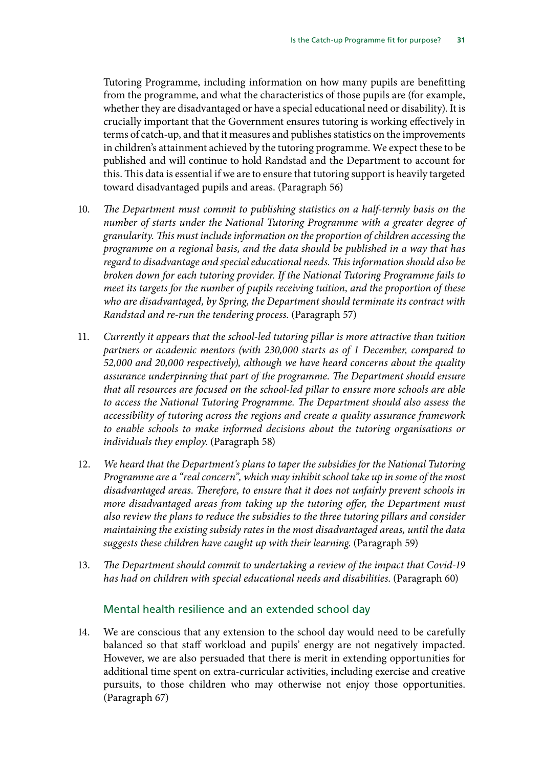Tutoring Programme, including information on how many pupils are benefitting from the programme, and what the characteristics of those pupils are (for example, whether they are disadvantaged or have a special educational need or disability). It is crucially important that the Government ensures tutoring is working effectively in terms of catch-up, and that it measures and publishes statistics on the improvements in children's attainment achieved by the tutoring programme. We expect these to be published and will continue to hold Randstad and the Department to account for this. This data is essential if we are to ensure that tutoring support is heavily targeted toward disadvantaged pupils and areas. (Paragraph 56)

10. *The Department must commit to publishing statistics on a half-termly basis on the number of starts under the National Tutoring Programme with a greater degree of granularity. This must include information on the proportion of children accessing the programme on a regional basis, and the data should be published in a way that has regard to disadvantage and special educational needs. This information should also be broken down for each tutoring provider. If the National Tutoring Programme fails to meet its targets for the number of pupils receiving tuition, and the proportion of these who are disadvantaged, by Spring, the Department should terminate its contract with Randstad and re-run the tendering process.* (Paragraph 57)

11. *Currently it appears that the school-led tutoring pillar is more attractive than tuition partners or academic mentors (with 230,000 starts as of 1 December, compared to 52,000 and 20,000 respectively), although we have heard concerns about the quality assurance underpinning that part of the programme. The Department should ensure that all resources are focused on the school-led pillar to ensure more schools are able to access the National Tutoring Programme. The Department should also assess the accessibility of tutoring across the regions and create a quality assurance framework to enable schools to make informed decisions about the tutoring organisations or individuals they employ.* (Paragraph 58)

12. *We heard that the Department's plans to taper the subsidies for the National Tutoring Programme are a "real concern", which may inhibit school take up in some of the most disadvantaged areas. Therefore, to ensure that it does not unfairly prevent schools in more disadvantaged areas from taking up the tutoring offer, the Department must also review the plans to reduce the subsidies to the three tutoring pillars and consider maintaining the existing subsidy rates in the most disadvantaged areas, until the data suggests these children have caught up with their learning.* (Paragraph 59)

13. *The Department should commit to undertaking a review of the impact that Covid-19 has had on children with special educational needs and disabilities.* (Paragraph 60)

### Mental health resilience and an extended school day

14. We are conscious that any extension to the school day would need to be carefully balanced so that staff workload and pupils' energy are not negatively impacted. However, we are also persuaded that there is merit in extending opportunities for additional time spent on extra-curricular activities, including exercise and creative pursuits, to those children who may otherwise not enjoy those opportunities. (Paragraph 67)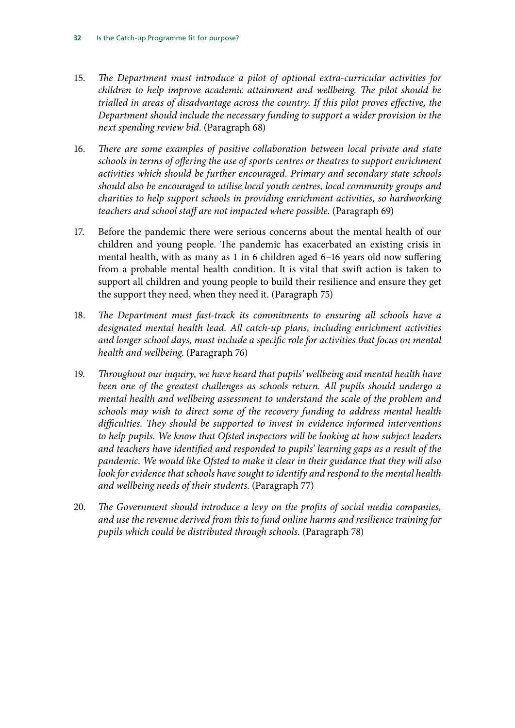15. *The Department must introduce a pilot of optional extra-curricular activities for children to help improve academic attainment and wellbeing. The pilot should be trialled in areas of disadvantage across the country. If this pilot proves effective, the Department should include the necessary funding to support a wider provision in the next spending review bid.* (Paragraph 68)

16. *There are some examples of positive collaboration between local private and state schools in terms of offering the use of sports centres or theatres to support enrichment activities which should be further encouraged. Primary and secondary state schools should also be encouraged to utilise local youth centres, local community groups and charities to help support schools in providing enrichment activities, so hardworking teachers and school staff are not impacted where possible.* (Paragraph 69)

17. Before the pandemic there were serious concerns about the mental health of our children and young people. The pandemic has exacerbated an existing crisis in mental health, with as many as 1 in 6 children aged 6–16 years old now suffering from a probable mental health condition. It is vital that swift action is taken to support all children and young people to build their resilience and ensure they get the support they need, when they need it. (Paragraph 75)

18. *The Department must fast-track its commitments to ensuring all schools have a designated mental health lead. All catch-up plans, including enrichment activities and longer school days, must include a specific role for activities that focus on mental health and wellbeing.* (Paragraph 76)

19. *Throughout our inquiry, we have heard that pupils' wellbeing and mental health have been one of the greatest challenges as schools return. All pupils should undergo a mental health and wellbeing assessment to understand the scale of the problem and schools may wish to direct some of the recovery funding to address mental health difficulties. They should be supported to invest in evidence informed interventions to help pupils. We know that Ofsted inspectors will be looking at how subject leaders and teachers have identified and responded to pupils' learning gaps as a result of the pandemic. We would like Ofsted to make it clear in their guidance that they will also look for evidence that schools have sought to identify and respond to the mental health and wellbeing needs of their students.* (Paragraph 77)

20. *The Government should introduce a levy on the profits of social media companies, and use the revenue derived from this to fund online harms and resilience training for pupils which could be distributed through schools.* (Paragraph 78)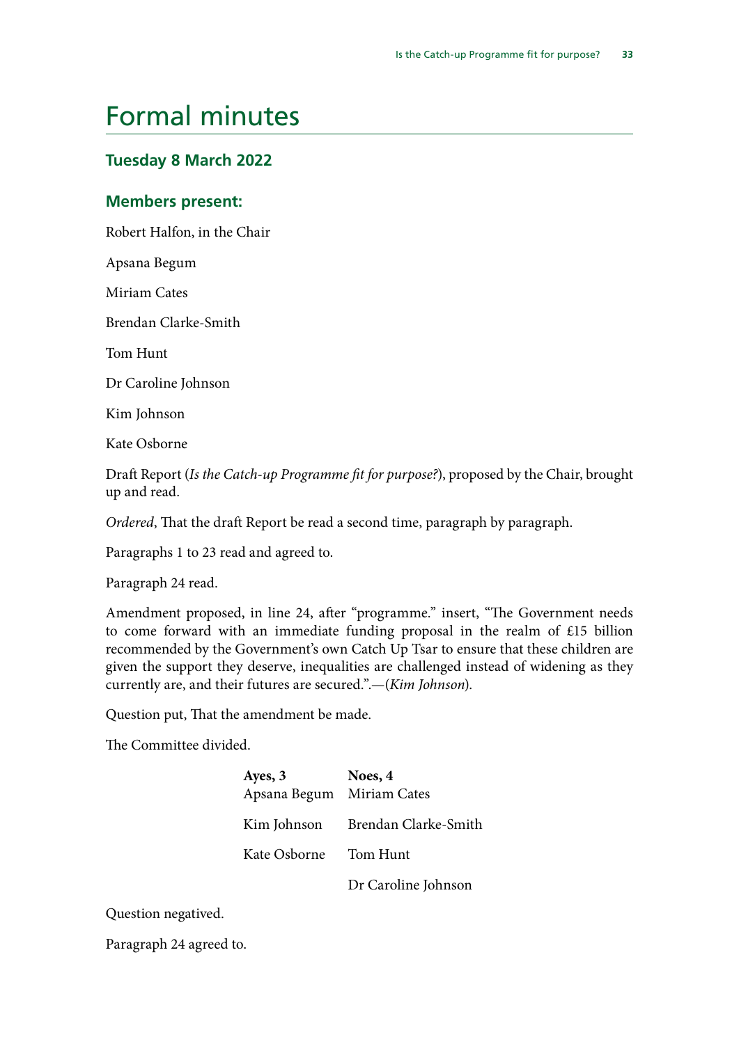# Formal minutes

## Tuesday 8 March 2022

### Members present:

Robert Halfon, in the Chair

Apsana Begum

Miriam Cates

Brendan Clarke-Smith

Tom Hunt

Dr Caroline Johnson

Kim Johnson

Kate Osborne

Draft Report (*Is the Catch-up Programme fit for purpose?*), proposed by the Chair, brought up and read.

*Ordered*, That the draft Report be read a second time, paragraph by paragraph.

Paragraphs 1 to 23 read and agreed to.

Paragraph 24 read.

Amendment proposed, in line 24, after "programme." insert, "The Government needs to come forward with an immediate funding proposal in the realm of £15 billion recommended by the Government's own Catch Up Tsar to ensure that these children are given the support they deserve, inequalities are challenged instead of widening as they currently are, and their futures are secured.".—(*Kim Johnson*).

Question put, That the amendment be made.

The Committee divided.

| **Ayes, 3** | **Noes, 4** |
|---|---|
| Apsana Begum | Miriam Cates |
| Kim Johnson | Brendan Clarke-Smith |
| Kate Osborne | Tom Hunt |
| | Dr Caroline Johnson |

Question negatived.

Paragraph 24 agreed to.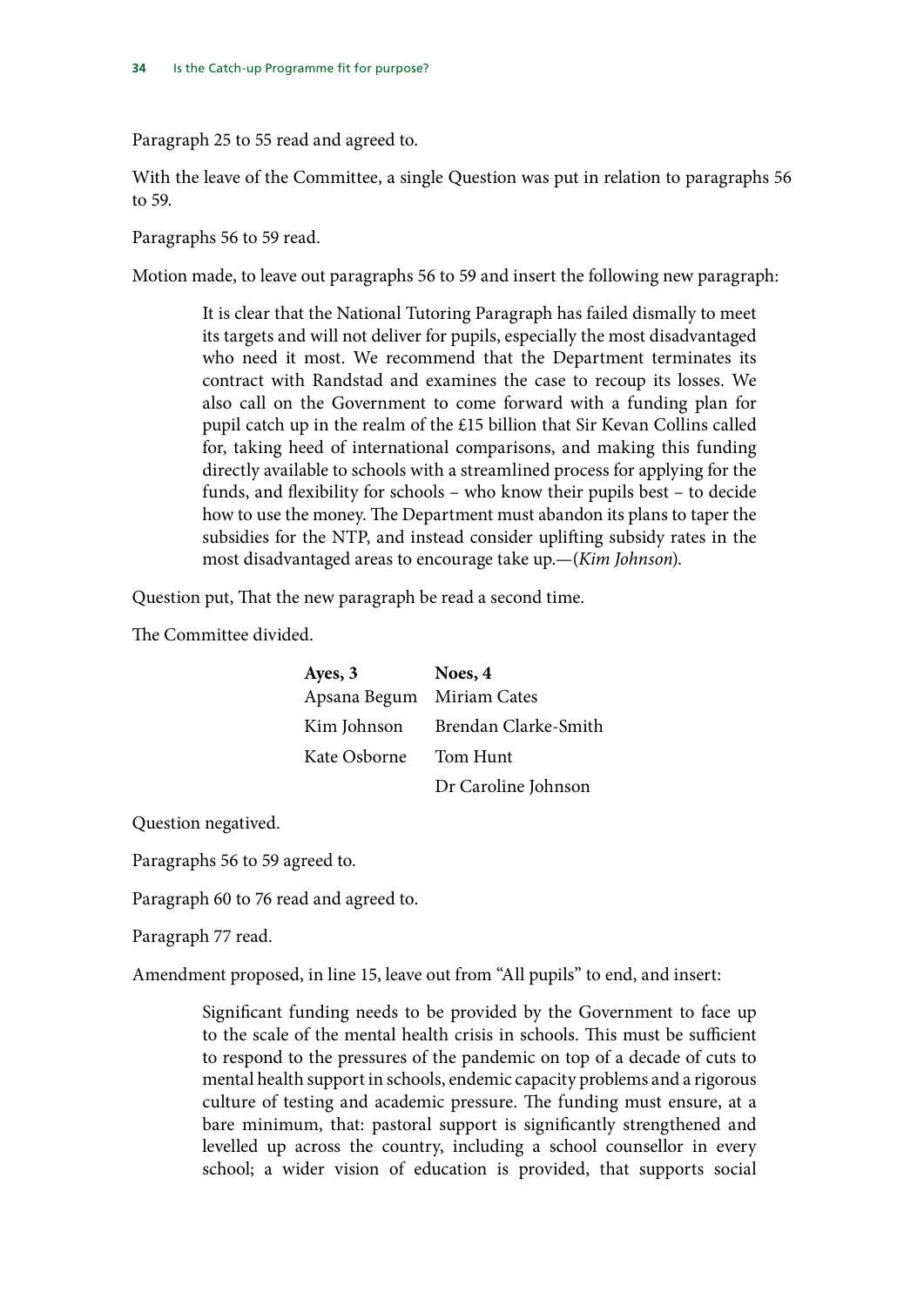Paragraph 25 to 55 read and agreed to.

With the leave of the Committee, a single Question was put in relation to paragraphs 56 to 59.

Paragraphs 56 to 59 read.

Motion made, to leave out paragraphs 56 to 59 and insert the following new paragraph:

> It is clear that the National Tutoring Paragraph has failed dismally to meet its targets and will not deliver for pupils, especially the most disadvantaged who need it most. We recommend that the Department terminates its contract with Randstad and examines the case to recoup its losses. We also call on the Government to come forward with a funding plan for pupil catch up in the realm of the £15 billion that Sir Kevan Collins called for, taking heed of international comparisons, and making this funding directly available to schools with a streamlined process for applying for the funds, and flexibility for schools – who know their pupils best – to decide how to use the money. The Department must abandon its plans to taper the subsidies for the NTP, and instead consider uplifting subsidy rates in the most disadvantaged areas to encourage take up.—(*Kim Johnson*).

Question put, That the new paragraph be read a second time.

The Committee divided.

| **Ayes, 3** | **Noes, 4** |
|---|---|
| Apsana Begum | Miriam Cates |
| Kim Johnson | Brendan Clarke-Smith |
| Kate Osborne | Tom Hunt |
| | Dr Caroline Johnson |

Question negatived.

Paragraphs 56 to 59 agreed to.

Paragraph 60 to 76 read and agreed to.

Paragraph 77 read.

Amendment proposed, in line 15, leave out from "All pupils" to end, and insert:

> Significant funding needs to be provided by the Government to face up to the scale of the mental health crisis in schools. This must be sufficient to respond to the pressures of the pandemic on top of a decade of cuts to mental health support in schools, endemic capacity problems and a rigorous culture of testing and academic pressure. The funding must ensure, at a bare minimum, that: pastoral support is significantly strengthened and levelled up across the country, including a school counsellor in every school; a wider vision of education is provided, that supports social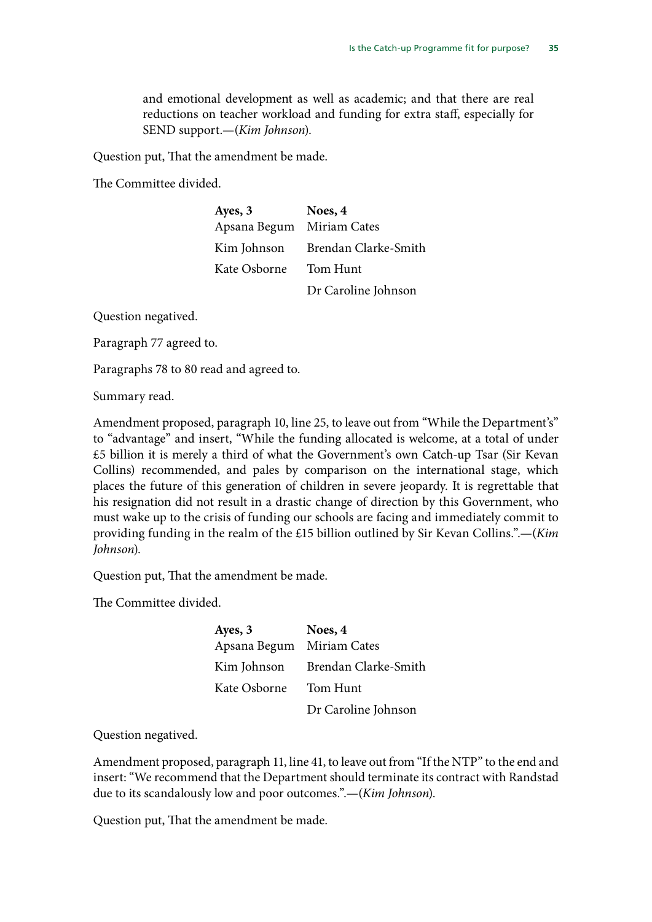and emotional development as well as academic; and that there are real reductions on teacher workload and funding for extra staff, especially for SEND support.—(*Kim Johnson*).

Question put, That the amendment be made.

The Committee divided.

| **Ayes, 3** | **Noes, 4** |
|---|---|
| Apsana Begum | Miriam Cates |
| Kim Johnson | Brendan Clarke-Smith |
| Kate Osborne | Tom Hunt |
| | Dr Caroline Johnson |

Question negatived.

Paragraph 77 agreed to.

Paragraphs 78 to 80 read and agreed to.

Summary read.

Amendment proposed, paragraph 10, line 25, to leave out from "While the Department's" to "advantage" and insert, "While the funding allocated is welcome, at a total of under £5 billion it is merely a third of what the Government's own Catch-up Tsar (Sir Kevan Collins) recommended, and pales by comparison on the international stage, which places the future of this generation of children in severe jeopardy. It is regrettable that his resignation did not result in a drastic change of direction by this Government, who must wake up to the crisis of funding our schools are facing and immediately commit to providing funding in the realm of the £15 billion outlined by Sir Kevan Collins.".—(*Kim Johnson*).

Question put, That the amendment be made.

The Committee divided.

| **Ayes, 3** | **Noes, 4** |
|---|---|
| Apsana Begum | Miriam Cates |
| Kim Johnson | Brendan Clarke-Smith |
| Kate Osborne | Tom Hunt |
| | Dr Caroline Johnson |

Question negatived.

Amendment proposed, paragraph 11, line 41, to leave out from "If the NTP" to the end and insert: "We recommend that the Department should terminate its contract with Randstad due to its scandalously low and poor outcomes.".—(*Kim Johnson*).

Question put, That the amendment be made.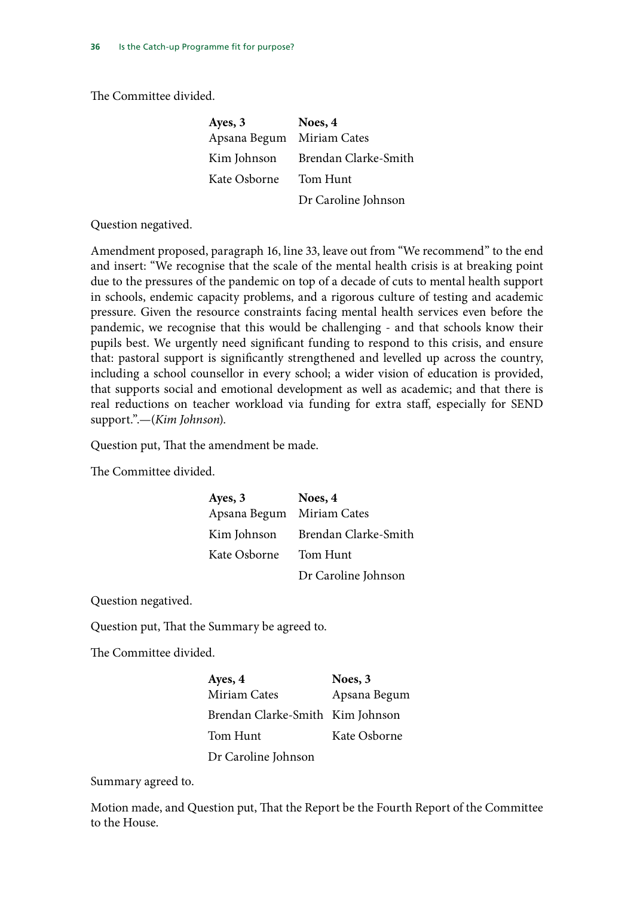The Committee divided.

| Ayes, 3 | Noes, 4 |
|---|---|
| Apsana Begum | Miriam Cates |
| Kim Johnson | Brendan Clarke-Smith |
| Kate Osborne | Tom Hunt |
| | Dr Caroline Johnson |

Question negatived.

Amendment proposed, paragraph 16, line 33, leave out from "We recommend" to the end and insert: "We recognise that the scale of the mental health crisis is at breaking point due to the pressures of the pandemic on top of a decade of cuts to mental health support in schools, endemic capacity problems, and a rigorous culture of testing and academic pressure. Given the resource constraints facing mental health services even before the pandemic, we recognise that this would be challenging - and that schools know their pupils best. We urgently need significant funding to respond to this crisis, and ensure that: pastoral support is significantly strengthened and levelled up across the country, including a school counsellor in every school; a wider vision of education is provided, that supports social and emotional development as well as academic; and that there is real reductions on teacher workload via funding for extra staff, especially for SEND support.".—(*Kim Johnson*).

Question put, That the amendment be made.

The Committee divided.

| Ayes, 3 | Noes, 4 |
|---|---|
| Apsana Begum | Miriam Cates |
| Kim Johnson | Brendan Clarke-Smith |
| Kate Osborne | Tom Hunt |
| | Dr Caroline Johnson |

Question negatived.

Question put, That the Summary be agreed to.

The Committee divided.

| Ayes, 4 | Noes, 3 |
|---|---|
| Miriam Cates | Apsana Begum |
| Brendan Clarke-Smith | Kim Johnson |
| Tom Hunt | Kate Osborne |
| Dr Caroline Johnson | |

Summary agreed to.

Motion made, and Question put, That the Report be the Fourth Report of the Committee to the House.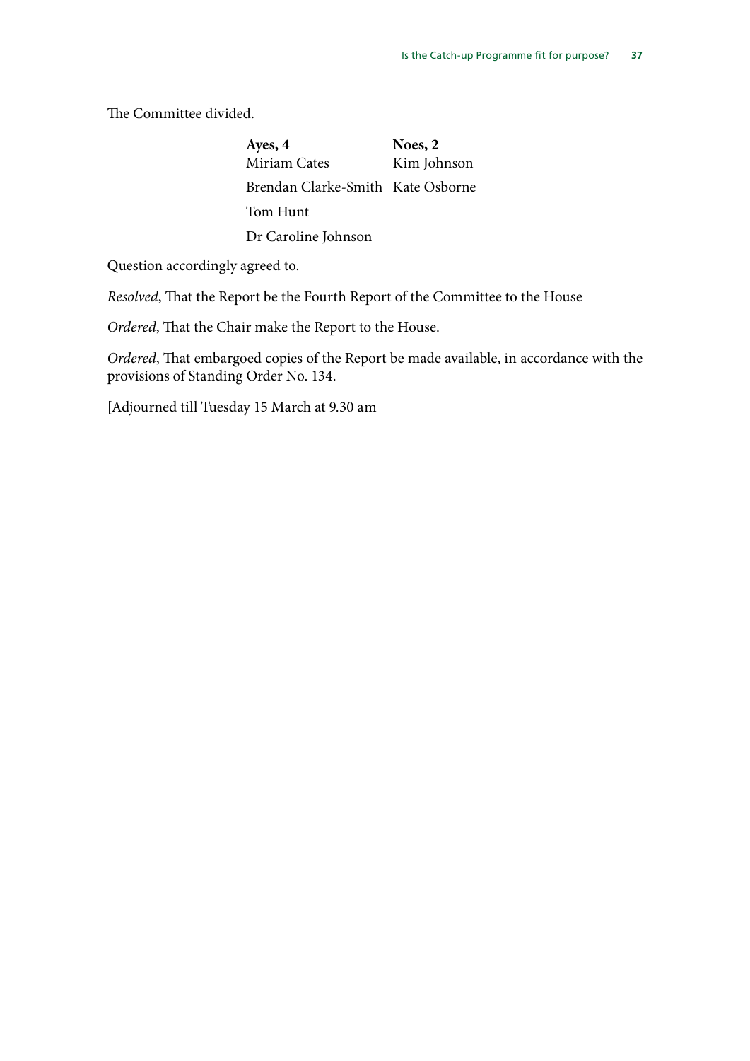The Committee divided.

| **Ayes, 4** | **Noes, 2** |
|---|---|
| Miriam Cates | Kim Johnson |
| Brendan Clarke-Smith | Kate Osborne |
| Tom Hunt | |
| Dr Caroline Johnson | |

Question accordingly agreed to.

*Resolved*, That the Report be the Fourth Report of the Committee to the House

*Ordered*, That the Chair make the Report to the House.

*Ordered*, That embargoed copies of the Report be made available, in accordance with the provisions of Standing Order No. 134.

[Adjourned till Tuesday 15 March at 9.30 am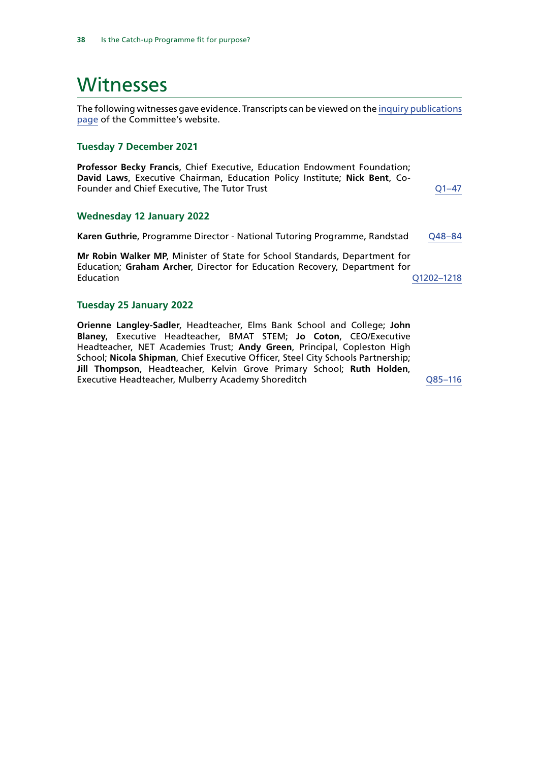# Witnesses

The following witnesses gave evidence. Transcripts can be viewed on the inquiry publications page of the Committee's website.

### Tuesday 7 December 2021

**Professor Becky Francis**, Chief Executive, Education Endowment Foundation; **David Laws**, Executive Chairman, Education Policy Institute; **Nick Bent**, Co-Founder and Chief Executive, The Tutor Trust — Q1–47

### Wednesday 12 January 2022

**Karen Guthrie**, Programme Director - National Tutoring Programme, Randstad — Q48–84

**Mr Robin Walker MP**, Minister of State for School Standards, Department for Education; **Graham Archer**, Director for Education Recovery, Department for Education — Q1202–1218

### Tuesday 25 January 2022

**Orienne Langley-Sadler**, Headteacher, Elms Bank School and College; **John Blaney**, Executive Headteacher, BMAT STEM; **Jo Coton**, CEO/Executive Headteacher, NET Academies Trust; **Andy Green**, Principal, Copleston High School; **Nicola Shipman**, Chief Executive Officer, Steel City Schools Partnership; **Jill Thompson**, Headteacher, Kelvin Grove Primary School; **Ruth Holden**, Executive Headteacher, Mulberry Academy Shoreditch — Q85–116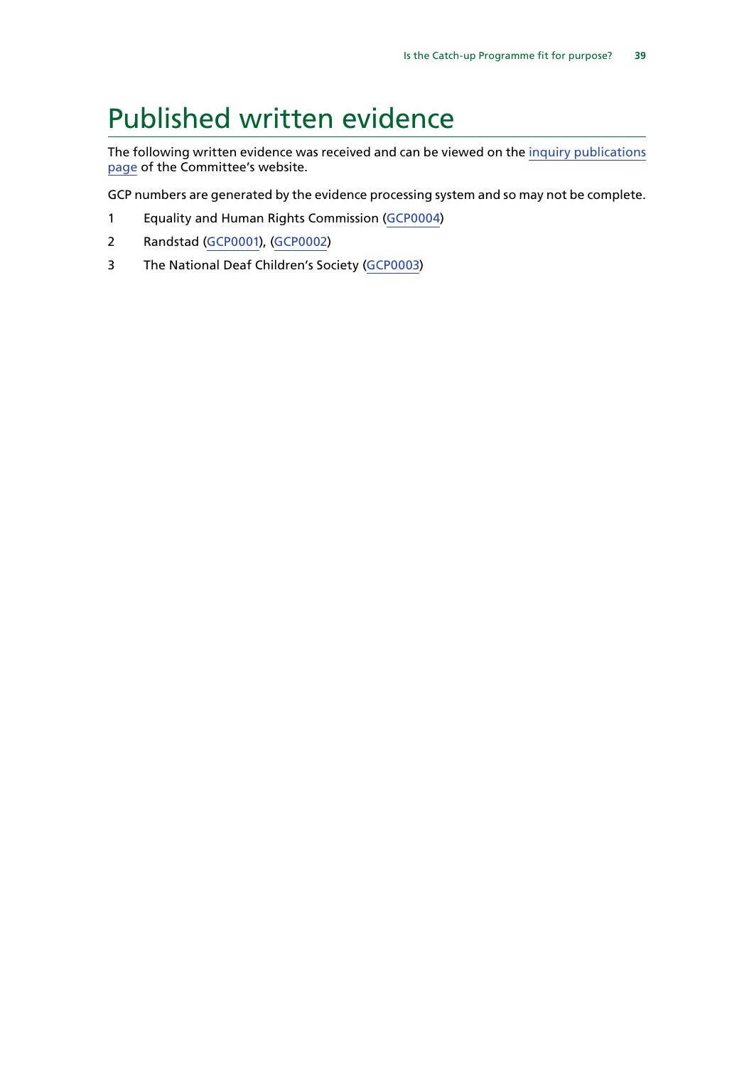# Published written evidence

The following written evidence was received and can be viewed on the inquiry publications page of the Committee's website.

GCP numbers are generated by the evidence processing system and so may not be complete.

1 Equality and Human Rights Commission (GCP0004)

2 Randstad (GCP0001), (GCP0002)

3 The National Deaf Children's Society (GCP0003)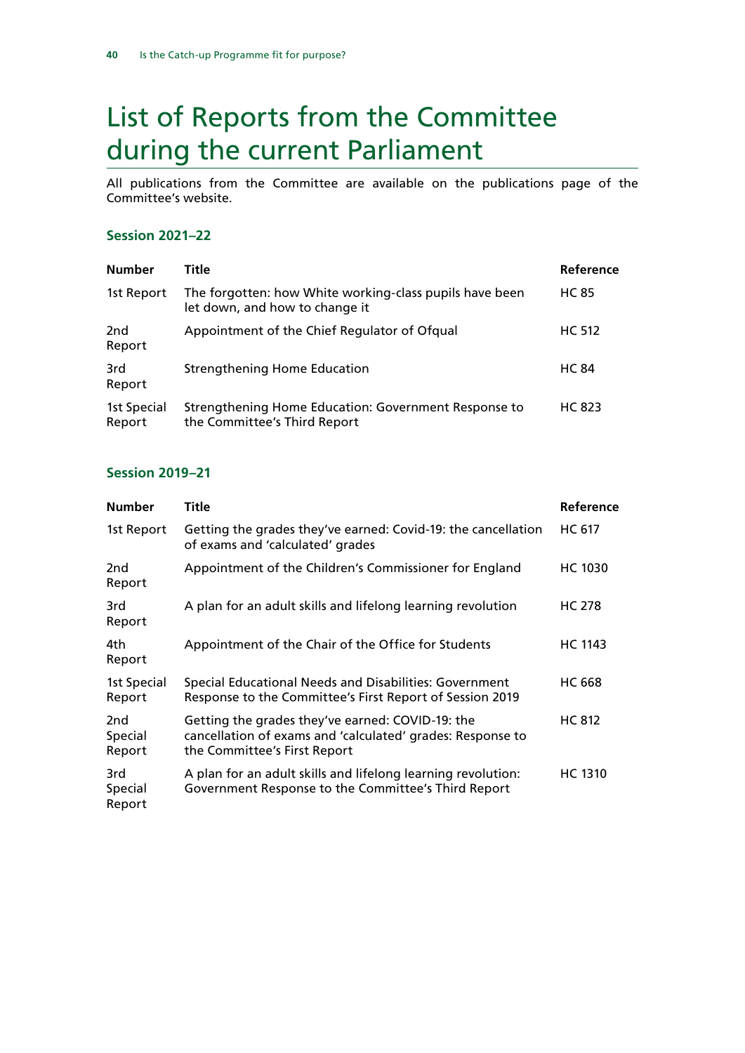# List of Reports from the Committee during the current Parliament

All publications from the Committee are available on the publications page of the Committee's website.

### Session 2021–22

| Number | Title | Reference |
|---|---|---|
| 1st Report | The forgotten: how White working-class pupils have been let down, and how to change it | HC 85 |
| 2nd Report | Appointment of the Chief Regulator of Ofqual | HC 512 |
| 3rd Report | Strengthening Home Education | HC 84 |
| 1st Special Report | Strengthening Home Education: Government Response to the Committee's Third Report | HC 823 |

### Session 2019–21

| Number | Title | Reference |
|---|---|---|
| 1st Report | Getting the grades they've earned: Covid-19: the cancellation of exams and 'calculated' grades | HC 617 |
| 2nd Report | Appointment of the Children's Commissioner for England | HC 1030 |
| 3rd Report | A plan for an adult skills and lifelong learning revolution | HC 278 |
| 4th Report | Appointment of the Chair of the Office for Students | HC 1143 |
| 1st Special Report | Special Educational Needs and Disabilities: Government Response to the Committee's First Report of Session 2019 | HC 668 |
| 2nd Special Report | Getting the grades they've earned: COVID-19: the cancellation of exams and 'calculated' grades: Response to the Committee's First Report | HC 812 |
| 3rd Special Report | A plan for an adult skills and lifelong learning revolution: Government Response to the Committee's Third Report | HC 1310 |